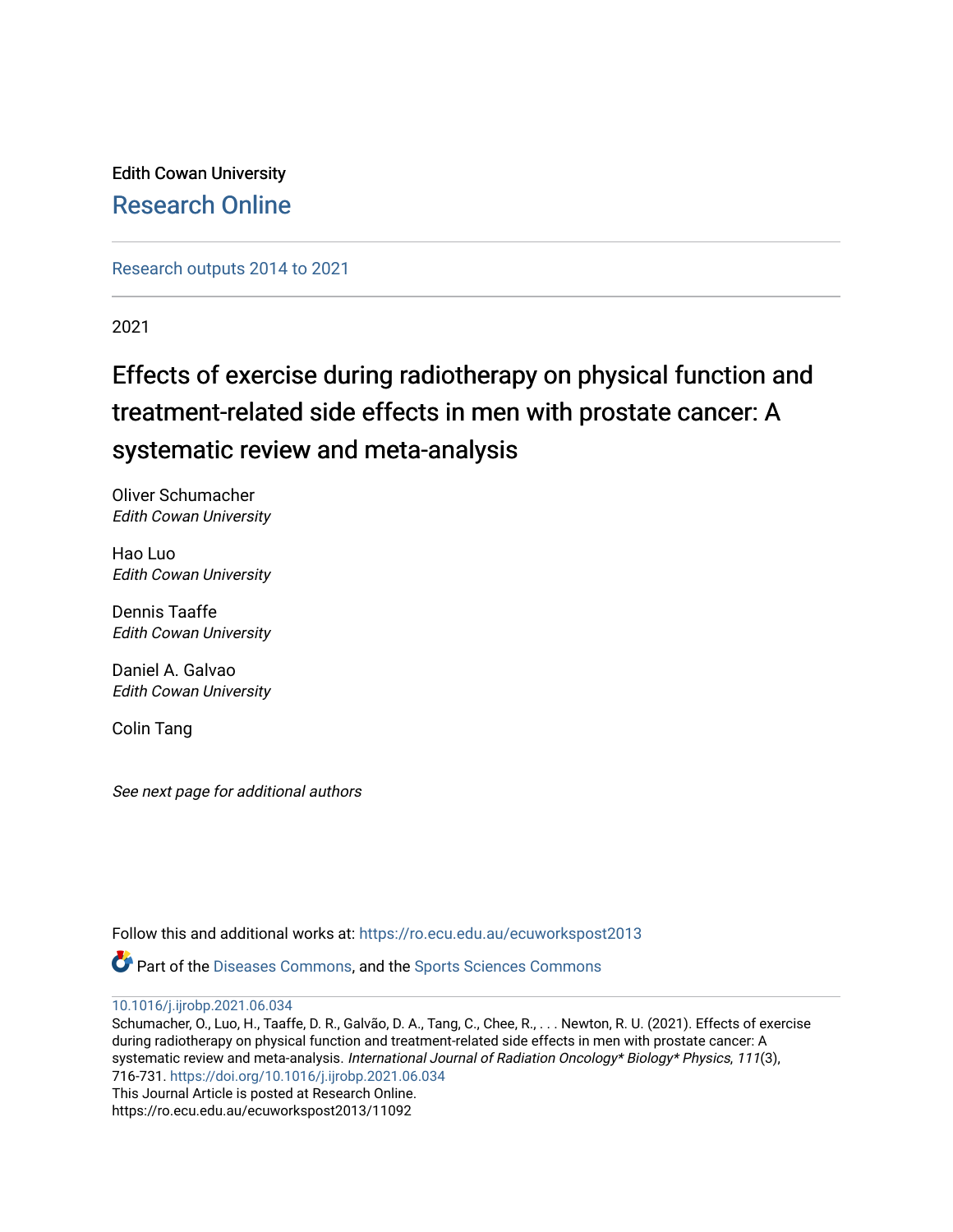Edith Cowan University

Research Online

Research outputs 2014 to 2021

2021

# Effects of exercise during radiotherapy on physical function and treatment-related side effects in men with prostate cancer: A systematic review and meta-analysis

Oliver Schumacher
*Edith Cowan University*

Hao Luo
*Edith Cowan University*

Dennis Taaffe
*Edith Cowan University*

Daniel A. Galvao
*Edith Cowan University*

Colin Tang

*See next page for additional authors*

Follow this and additional works at: https://ro.ecu.edu.au/ecuworkspost2013

Part of the Diseases Commons, and the Sports Sciences Commons

10.1016/j.ijrobp.2021.06.034

Schumacher, O., Luo, H., Taaffe, D. R., Galvão, D. A., Tang, C., Chee, R., . . . Newton, R. U. (2021). Effects of exercise during radiotherapy on physical function and treatment-related side effects in men with prostate cancer: A systematic review and meta-analysis. *International Journal of Radiation Oncology\* Biology\* Physics*, *111*(3), 716-731. https://doi.org/10.1016/j.ijrobp.2021.06.034

This Journal Article is posted at Research Online.
https://ro.ecu.edu.au/ecuworkspost2013/11092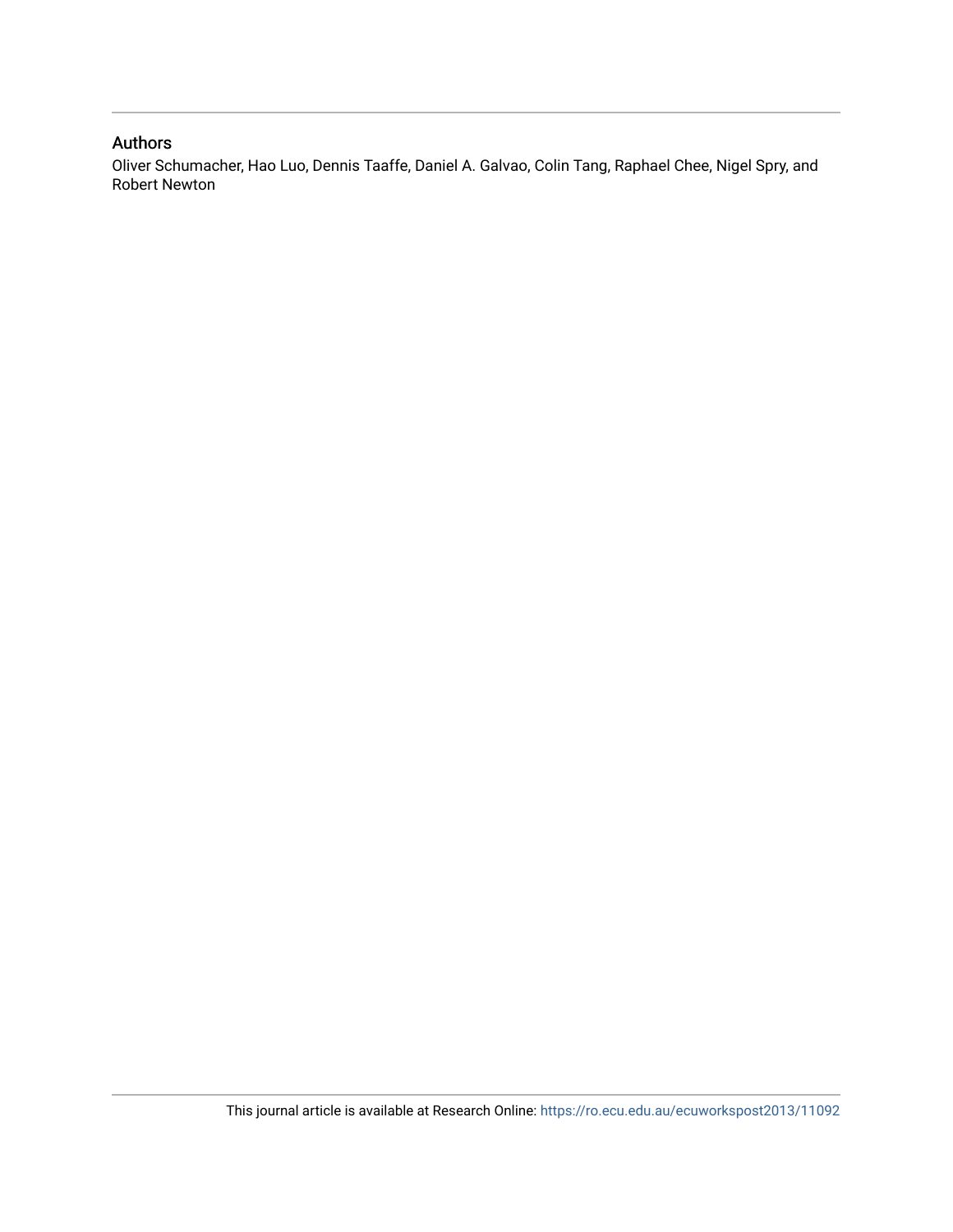## Authors

Oliver Schumacher, Hao Luo, Dennis Taaffe, Daniel A. Galvao, Colin Tang, Raphael Chee, Nigel Spry, and Robert Newton

This journal article is available at Research Online: https://ro.ecu.edu.au/ecuworkspost2013/11092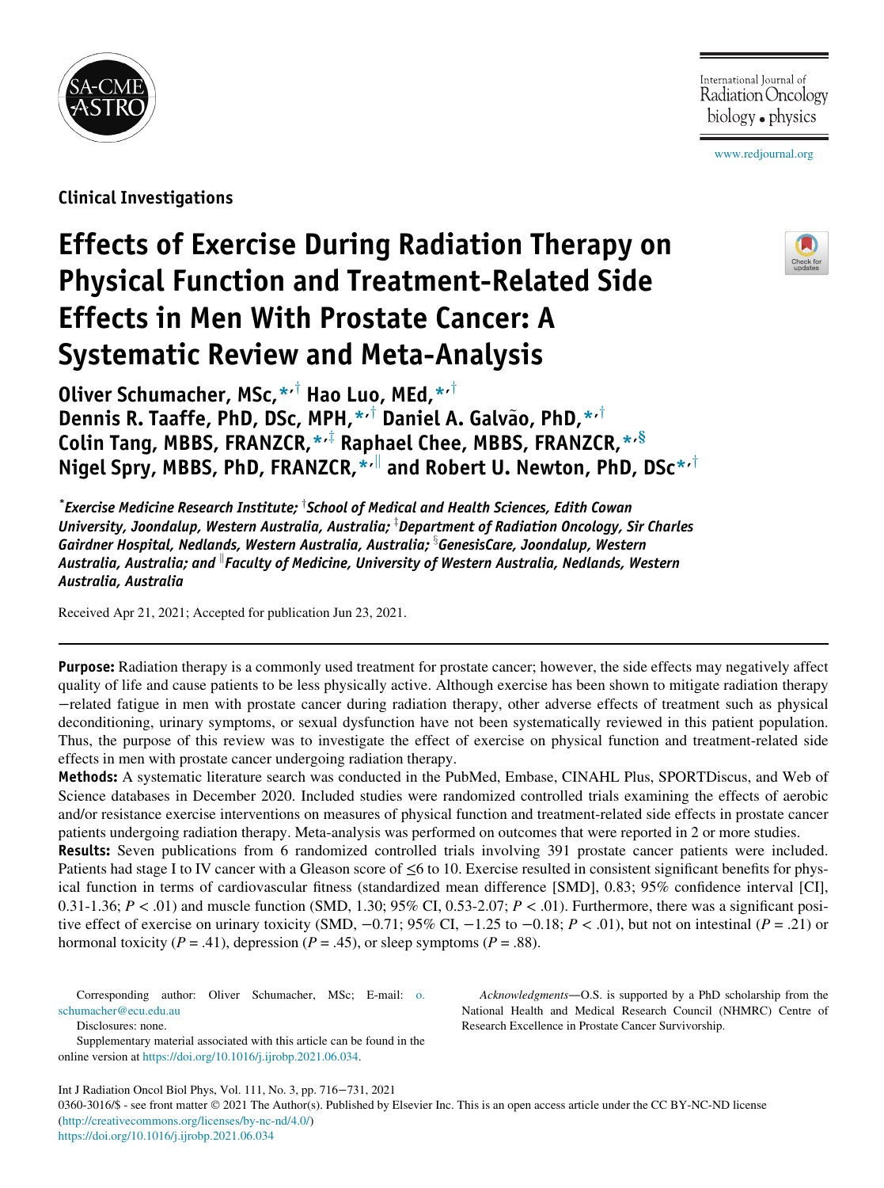Clinical Investigations

# Effects of Exercise During Radiation Therapy on Physical Function and Treatment-Related Side Effects in Men With Prostate Cancer: A Systematic Review and Meta-Analysis

**Oliver Schumacher, MSc,**[*,†] **Hao Luo, MEd,**[*,†] **Dennis R. Taaffe, PhD, DSc, MPH,**[*,†] **Daniel A. Galvão, PhD,**[*,†] **Colin Tang, MBBS, FRANZCR,**[*,‡] **Raphael Chee, MBBS, FRANZCR,**[*,§] **Nigel Spry, MBBS, PhD, FRANZCR,**[*,‖] **and Robert U. Newton, PhD, DSc**[*,†]

[*] *Exercise Medicine Research Institute;* [†] *School of Medical and Health Sciences, Edith Cowan University, Joondalup, Western Australia, Australia;* [‡] *Department of Radiation Oncology, Sir Charles Gairdner Hospital, Nedlands, Western Australia, Australia;* [§] *GenesisCare, Joondalup, Western Australia, Australia; and* [‖] *Faculty of Medicine, University of Western Australia, Nedlands, Western Australia, Australia*

Received Apr 21, 2021; Accepted for publication Jun 23, 2021.

---

**Purpose:** Radiation therapy is a commonly used treatment for prostate cancer; however, the side effects may negatively affect quality of life and cause patients to be less physically active. Although exercise has been shown to mitigate radiation therapy−related fatigue in men with prostate cancer during radiation therapy, other adverse effects of treatment such as physical deconditioning, urinary symptoms, or sexual dysfunction have not been systematically reviewed in this patient population. Thus, the purpose of this review was to investigate the effect of exercise on physical function and treatment-related side effects in men with prostate cancer undergoing radiation therapy.

**Methods:** A systematic literature search was conducted in the PubMed, Embase, CINAHL Plus, SPORTDiscus, and Web of Science databases in December 2020. Included studies were randomized controlled trials examining the effects of aerobic and/or resistance exercise interventions on measures of physical function and treatment-related side effects in prostate cancer patients undergoing radiation therapy. Meta-analysis was performed on outcomes that were reported in 2 or more studies.

**Results:** Seven publications from 6 randomized controlled trials involving 391 prostate cancer patients were included. Patients had stage I to IV cancer with a Gleason score of ≤6 to 10. Exercise resulted in consistent significant benefits for physical function in terms of cardiovascular fitness (standardized mean difference [SMD], 0.83; 95% confidence interval [CI], 0.31-1.36; $P < .01$) and muscle function (SMD, 1.30; 95% CI, 0.53-2.07; $P < .01$). Furthermore, there was a significant positive effect of exercise on urinary toxicity (SMD, −0.71; 95% CI, −1.25 to −0.18; $P < .01$), but not on intestinal ($P = .21$) or hormonal toxicity ($P = .41$), depression ($P = .45$), or sleep symptoms ($P = .88$).

Corresponding author: Oliver Schumacher, MSc; E-mail: o.schumacher@ecu.edu.au

Disclosures: none.

Supplementary material associated with this article can be found in the online version at https://doi.org/10.1016/j.ijrobp.2021.06.034.

*Acknowledgments*—O.S. is supported by a PhD scholarship from the National Health and Medical Research Council (NHMRC) Centre of Research Excellence in Prostate Cancer Survivorship.

0360-3016/$ - see front matter © 2021 The Author(s). Published by Elsevier Inc. This is an open access article under the CC BY-NC-ND license (http://creativecommons.org/licenses/by-nc-nd/4.0/)
https://doi.org/10.1016/j.ijrobp.2021.06.034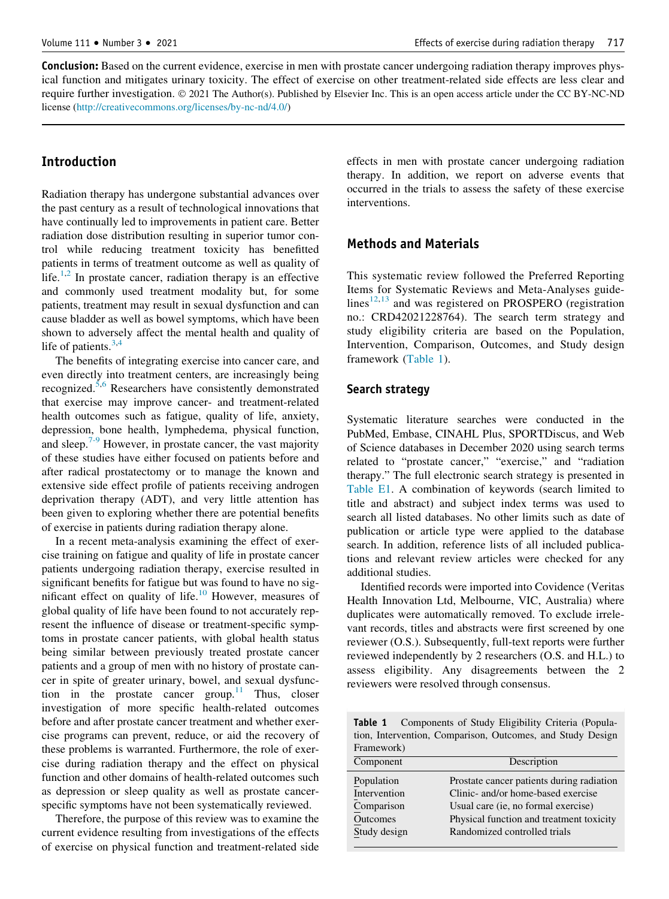**Conclusion:** Based on the current evidence, exercise in men with prostate cancer undergoing radiation therapy improves physical function and mitigates urinary toxicity. The effect of exercise on other treatment-related side effects are less clear and require further investigation. © 2021 The Author(s). Published by Elsevier Inc. This is an open access article under the CC BY-NC-ND license (http://creativecommons.org/licenses/by-nc-nd/4.0/)

## Introduction

Radiation therapy has undergone substantial advances over the past century as a result of technological innovations that have continually led to improvements in patient care. Better radiation dose distribution resulting in superior tumor control while reducing treatment toxicity has benefitted patients in terms of treatment outcome as well as quality of life.[1,2] In prostate cancer, radiation therapy is an effective and commonly used treatment modality but, for some patients, treatment may result in sexual dysfunction and can cause bladder as well as bowel symptoms, which have been shown to adversely affect the mental health and quality of life of patients.[3,4]

The benefits of integrating exercise into cancer care, and even directly into treatment centers, are increasingly being recognized.[5,6] Researchers have consistently demonstrated that exercise may improve cancer- and treatment-related health outcomes such as fatigue, quality of life, anxiety, depression, bone health, lymphedema, physical function, and sleep.[7-9] However, in prostate cancer, the vast majority of these studies have either focused on patients before and after radical prostatectomy or to manage the known and extensive side effect profile of patients receiving androgen deprivation therapy (ADT), and very little attention has been given to exploring whether there are potential benefits of exercise in patients during radiation therapy alone.

In a recent meta-analysis examining the effect of exercise training on fatigue and quality of life in prostate cancer patients undergoing radiation therapy, exercise resulted in significant benefits for fatigue but was found to have no significant effect on quality of life.[10] However, measures of global quality of life have been found to not accurately represent the influence of disease or treatment-specific symptoms in prostate cancer patients, with global health status being similar between previously treated prostate cancer patients and a group of men with no history of prostate cancer in spite of greater urinary, bowel, and sexual dysfunction in the prostate cancer group.[11] Thus, closer investigation of more specific health-related outcomes before and after prostate cancer treatment and whether exercise programs can prevent, reduce, or aid the recovery of these problems is warranted. Furthermore, the role of exercise during radiation therapy and the effect on physical function and other domains of health-related outcomes such as depression or sleep quality as well as prostate cancer-specific symptoms have not been systematically reviewed.

Therefore, the purpose of this review was to examine the current evidence resulting from investigations of the effects of exercise on physical function and treatment-related side effects in men with prostate cancer undergoing radiation therapy. In addition, we report on adverse events that occurred in the trials to assess the safety of these exercise interventions.

## Methods and Materials

This systematic review followed the Preferred Reporting Items for Systematic Reviews and Meta-Analyses guidelines[12,13] and was registered on PROSPERO (registration no.: CRD42021228764). The search term strategy and study eligibility criteria are based on the Population, Intervention, Comparison, Outcomes, and Study design framework (Table 1).

### Search strategy

Systematic literature searches were conducted in the PubMed, Embase, CINAHL Plus, SPORTDiscus, and Web of Science databases in December 2020 using search terms related to "prostate cancer," "exercise," and "radiation therapy." The full electronic search strategy is presented in Table E1. A combination of keywords (search limited to title and abstract) and subject index terms was used to search all listed databases. No other limits such as date of publication or article type were applied to the database search. In addition, reference lists of all included publications and relevant review articles were checked for any additional studies.

Identified records were imported into Covidence (Veritas Health Innovation Ltd, Melbourne, VIC, Australia) where duplicates were automatically removed. To exclude irrelevant records, titles and abstracts were first screened by one reviewer (O.S.). Subsequently, full-text reports were further reviewed independently by 2 researchers (O.S. and H.L.) to assess eligibility. Any disagreements between the 2 reviewers were resolved through consensus.

**Table 1** Components of Study Eligibility Criteria (Population, Intervention, Comparison, Outcomes, and Study Design Framework)

| Component | Description |
|---|---|
| Population | Prostate cancer patients during radiation |
| Intervention | Clinic- and/or home-based exercise |
| Comparison | Usual care (ie, no formal exercise) |
| Outcomes | Physical function and treatment toxicity |
| Study design | Randomized controlled trials |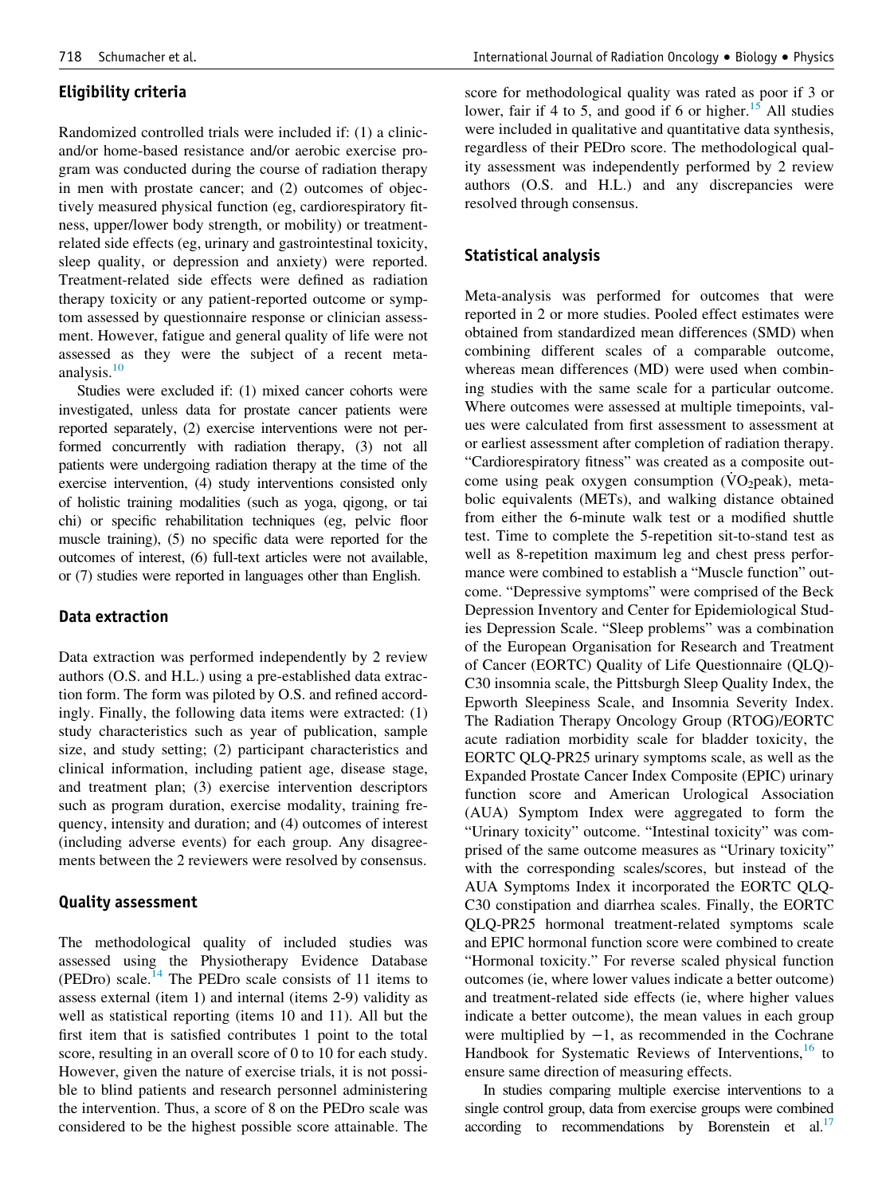## Eligibility criteria

Randomized controlled trials were included if: (1) a clinic- and/or home-based resistance and/or aerobic exercise program was conducted during the course of radiation therapy in men with prostate cancer; and (2) outcomes of objectively measured physical function (eg, cardiorespiratory fitness, upper/lower body strength, or mobility) or treatment-related side effects (eg, urinary and gastrointestinal toxicity, sleep quality, or depression and anxiety) were reported. Treatment-related side effects were defined as radiation therapy toxicity or any patient-reported outcome or symptom assessed by questionnaire response or clinician assessment. However, fatigue and general quality of life were not assessed as they were the subject of a recent meta-analysis.[10]

Studies were excluded if: (1) mixed cancer cohorts were investigated, unless data for prostate cancer patients were reported separately, (2) exercise interventions were not performed concurrently with radiation therapy, (3) not all patients were undergoing radiation therapy at the time of the exercise intervention, (4) study interventions consisted only of holistic training modalities (such as yoga, qigong, or tai chi) or specific rehabilitation techniques (eg, pelvic floor muscle training), (5) no specific data were reported for the outcomes of interest, (6) full-text articles were not available, or (7) studies were reported in languages other than English.

## Data extraction

Data extraction was performed independently by 2 review authors (O.S. and H.L.) using a pre-established data extraction form. The form was piloted by O.S. and refined accordingly. Finally, the following data items were extracted: (1) study characteristics such as year of publication, sample size, and study setting; (2) participant characteristics and clinical information, including patient age, disease stage, and treatment plan; (3) exercise intervention descriptors such as program duration, exercise modality, training frequency, intensity and duration; and (4) outcomes of interest (including adverse events) for each group. Any disagreements between the 2 reviewers were resolved by consensus.

## Quality assessment

The methodological quality of included studies was assessed using the Physiotherapy Evidence Database (PEDro) scale.[14] The PEDro scale consists of 11 items to assess external (item 1) and internal (items 2-9) validity as well as statistical reporting (items 10 and 11). All but the first item that is satisfied contributes 1 point to the total score, resulting in an overall score of 0 to 10 for each study. However, given the nature of exercise trials, it is not possible to blind patients and research personnel administering the intervention. Thus, a score of 8 on the PEDro scale was considered to be the highest possible score attainable. The score for methodological quality was rated as poor if 3 or lower, fair if 4 to 5, and good if 6 or higher.[15] All studies were included in qualitative and quantitative data synthesis, regardless of their PEDro score. The methodological quality assessment was independently performed by 2 review authors (O.S. and H.L.) and any discrepancies were resolved through consensus.

## Statistical analysis

Meta-analysis was performed for outcomes that were reported in 2 or more studies. Pooled effect estimates were obtained from standardized mean differences (SMD) when combining different scales of a comparable outcome, whereas mean differences (MD) were used when combining studies with the same scale for a particular outcome. Where outcomes were assessed at multiple timepoints, values were calculated from first assessment to assessment at or earliest assessment after completion of radiation therapy. "Cardiorespiratory fitness" was created as a composite outcome using peak oxygen consumption ($\dot{V}O_2$peak), metabolic equivalents (METs), and walking distance obtained from either the 6-minute walk test or a modified shuttle test. Time to complete the 5-repetition sit-to-stand test as well as 8-repetition maximum leg and chest press performance were combined to establish a "Muscle function" outcome. "Depressive symptoms" were comprised of the Beck Depression Inventory and Center for Epidemiological Studies Depression Scale. "Sleep problems" was a combination of the European Organisation for Research and Treatment of Cancer (EORTC) Quality of Life Questionnaire (QLQ)-C30 insomnia scale, the Pittsburgh Sleep Quality Index, the Epworth Sleepiness Scale, and Insomnia Severity Index. The Radiation Therapy Oncology Group (RTOG)/EORTC acute radiation morbidity scale for bladder toxicity, the EORTC QLQ-PR25 urinary symptoms scale, as well as the Expanded Prostate Cancer Index Composite (EPIC) urinary function score and American Urological Association (AUA) Symptom Index were aggregated to form the "Urinary toxicity" outcome. "Intestinal toxicity" was comprised of the same outcome measures as "Urinary toxicity" with the corresponding scales/scores, but instead of the AUA Symptoms Index it incorporated the EORTC QLQ-C30 constipation and diarrhea scales. Finally, the EORTC QLQ-PR25 hormonal treatment-related symptoms scale and EPIC hormonal function score were combined to create "Hormonal toxicity." For reverse scaled physical function outcomes (ie, where lower values indicate a better outcome) and treatment-related side effects (ie, where higher values indicate a better outcome), the mean values in each group were multiplied by $-1$, as recommended in the Cochrane Handbook for Systematic Reviews of Interventions,[16] to ensure same direction of measuring effects.

In studies comparing multiple exercise interventions to a single control group, data from exercise groups were combined according to recommendations by Borenstein et al.[17]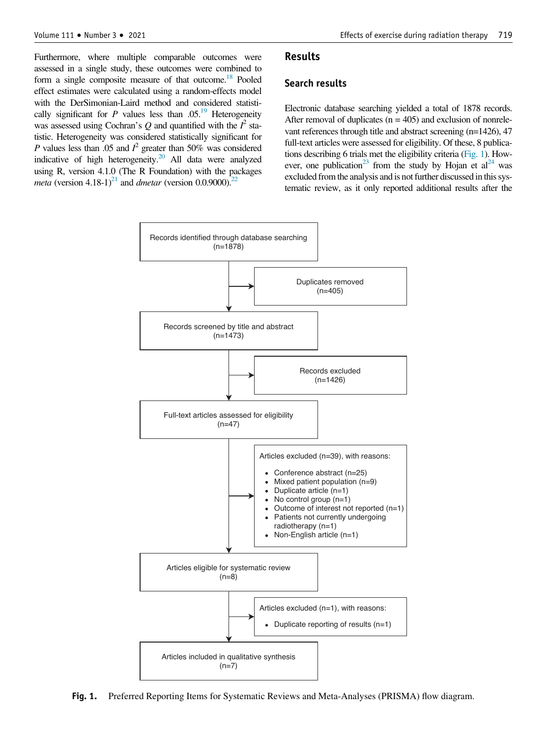Furthermore, where multiple comparable outcomes were assessed in a single study, these outcomes were combined to form a single composite measure of that outcome.[18] Pooled effect estimates were calculated using a random-effects model with the DerSimonian-Laird method and considered statistically significant for $P$ values less than .05.[19] Heterogeneity was assessed using Cochran's $Q$ and quantified with the $I^2$ statistic. Heterogeneity was considered statistically significant for $P$ values less than .05 and $I^2$ greater than 50% was considered indicative of high heterogeneity.[20] All data were analyzed using R, version 4.1.0 (The R Foundation) with the packages *meta* (version 4.18-1)[21] and *dmetar* (version 0.0.9000).[22]

## Results

### Search results

Electronic database searching yielded a total of 1878 records. After removal of duplicates (n = 405) and exclusion of nonrelevant references through title and abstract screening (n=1426), 47 full-text articles were assessed for eligibility. Of these, 8 publications describing 6 trials met the eligibility criteria (Fig. 1). However, one publication[23] from the study by Hojan et al[24] was excluded from the analysis and is not further discussed in this systematic review, as it only reported additional results after the

- Records identified through database searching (n=1878)
  - → Duplicates removed (n=405)
- Records screened by title and abstract (n=1473)
  - → Records excluded (n=1426)
- Full-text articles assessed for eligibility (n=47)
  - → Articles excluded (n=39), with reasons:
    - Conference abstract (n=25)
    - Mixed patient population (n=9)
    - Duplicate article (n=1)
    - No control group (n=1)
    - Outcome of interest not reported (n=1)
    - Patients not currently undergoing radiotherapy (n=1)
    - Non-English article (n=1)
- Articles eligible for systematic review (n=8)
  - → Articles excluded (n=1), with reasons:
    - Duplicate reporting of results (n=1)
- Articles included in qualitative synthesis (n=7)

**Fig. 1.** Preferred Reporting Items for Systematic Reviews and Meta-Analyses (PRISMA) flow diagram.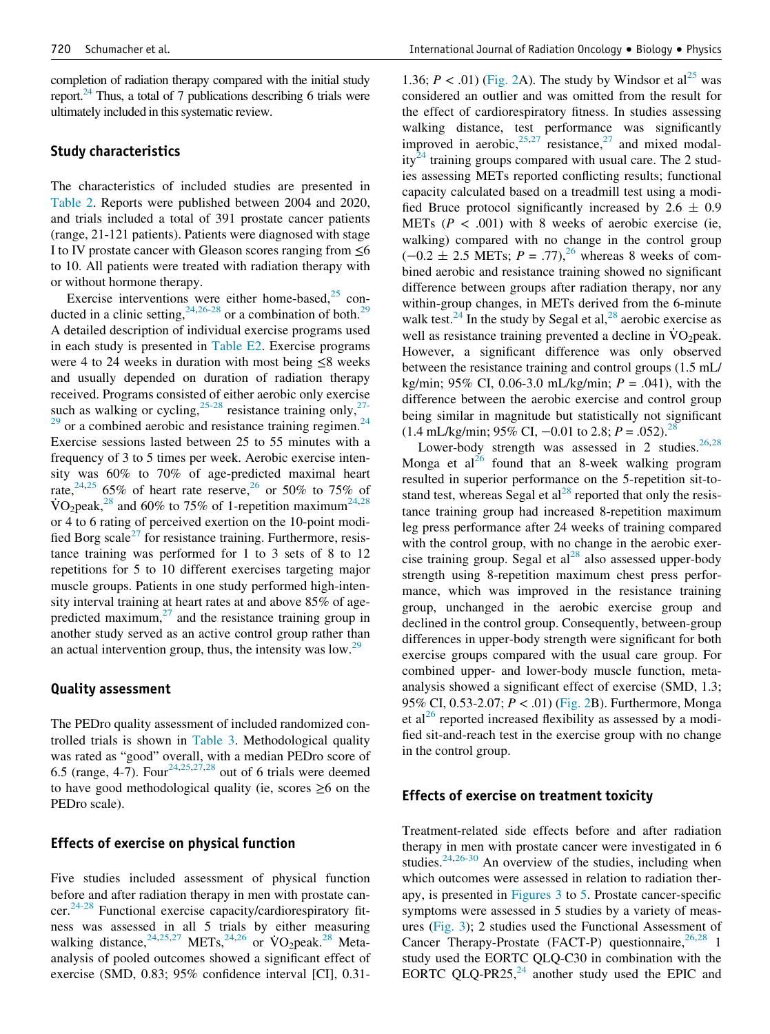completion of radiation therapy compared with the initial study report.[24] Thus, a total of 7 publications describing 6 trials were ultimately included in this systematic review.

## Study characteristics

The characteristics of included studies are presented in Table 2. Reports were published between 2004 and 2020, and trials included a total of 391 prostate cancer patients (range, 21-121 patients). Patients were diagnosed with stage I to IV prostate cancer with Gleason scores ranging from ≤6 to 10. All patients were treated with radiation therapy with or without hormone therapy.

Exercise interventions were either home-based,[25] conducted in a clinic setting,[24,26-28] or a combination of both.[29] A detailed description of individual exercise programs used in each study is presented in Table E2. Exercise programs were 4 to 24 weeks in duration with most being ≤8 weeks and usually depended on duration of radiation therapy received. Programs consisted of either aerobic only exercise such as walking or cycling,[25-28] resistance training only,[27-29] or a combined aerobic and resistance training regimen.[24] Exercise sessions lasted between 25 to 55 minutes with a frequency of 3 to 5 times per week. Aerobic exercise intensity was 60% to 70% of age-predicted maximal heart rate,[24,25] 65% of heart rate reserve,[26] or 50% to 75% of $\dot{V}O_2$peak,[28] and 60% to 75% of 1-repetition maximum[24,28] or 4 to 6 rating of perceived exertion on the 10-point modified Borg scale[27] for resistance training. Furthermore, resistance training was performed for 1 to 3 sets of 8 to 12 repetitions for 5 to 10 different exercises targeting major muscle groups. Patients in one study performed high-intensity interval training at heart rates at and above 85% of age-predicted maximum,[27] and the resistance training group in another study served as an active control group rather than an actual intervention group, thus, the intensity was low.[29]

## Quality assessment

The PEDro quality assessment of included randomized controlled trials is shown in Table 3. Methodological quality was rated as "good" overall, with a median PEDro score of 6.5 (range, 4-7). Four[24,25,27,28] out of 6 trials were deemed to have good methodological quality (ie, scores ≥6 on the PEDro scale).

## Effects of exercise on physical function

Five studies included assessment of physical function before and after radiation therapy in men with prostate cancer.[24-28] Functional exercise capacity/cardiorespiratory fitness was assessed in all 5 trials by either measuring walking distance,[24,25,27] METs,[24,26] or $\dot{V}O_2$peak.[28] Meta-analysis of pooled outcomes showed a significant effect of exercise (SMD, 0.83; 95% confidence interval [CI], 0.31-1.36; $P < .01$) (Fig. 2A). The study by Windsor et al[25] was considered an outlier and was omitted from the result for the effect of cardiorespiratory fitness. In studies assessing walking distance, test performance was significantly improved in aerobic,[25,27] resistance,[27] and mixed modality[24] training groups compared with usual care. The 2 studies assessing METs reported conflicting results; functional capacity calculated based on a treadmill test using a modified Bruce protocol significantly increased by 2.6 ± 0.9 METs ($P < .001$) with 8 weeks of aerobic exercise (ie, walking) compared with no change in the control group (−0.2 ± 2.5 METs; $P = .77$),[26] whereas 8 weeks of combined aerobic and resistance training showed no significant difference between groups after radiation therapy, nor any within-group changes, in METs derived from the 6-minute walk test.[24] In the study by Segal et al,[28] aerobic exercise as well as resistance training prevented a decline in $\dot{V}O_2$peak. However, a significant difference was only observed between the resistance training and control groups (1.5 mL/kg/min; 95% CI, 0.06-3.0 mL/kg/min; $P = .041$), with the difference between the aerobic exercise and control group being similar in magnitude but statistically not significant (1.4 mL/kg/min; 95% CI, −0.01 to 2.8; $P = .052$).[28]

Lower-body strength was assessed in 2 studies.[26,28] Monga et al[26] found that an 8-week walking program resulted in superior performance on the 5-repetition sit-to-stand test, whereas Segal et al[28] reported that only the resistance training group had increased 8-repetition maximum leg press performance after 24 weeks of training compared with the control group, with no change in the aerobic exercise training group. Segal et al[28] also assessed upper-body strength using 8-repetition maximum chest press performance, which was improved in the resistance training group, unchanged in the aerobic exercise group and declined in the control group. Consequently, between-group differences in upper-body strength were significant for both exercise groups compared with the usual care group. For combined upper- and lower-body muscle function, meta-analysis showed a significant effect of exercise (SMD, 1.3; 95% CI, 0.53-2.07; $P < .01$) (Fig. 2B). Furthermore, Monga et al[26] reported increased flexibility as assessed by a modified sit-and-reach test in the exercise group with no change in the control group.

## Effects of exercise on treatment toxicity

Treatment-related side effects before and after radiation therapy in men with prostate cancer were investigated in 6 studies.[24,26-30] An overview of the studies, including when which outcomes were assessed in relation to radiation therapy, is presented in Figures 3 to 5. Prostate cancer-specific symptoms were assessed in 5 studies by a variety of measures (Fig. 3); 2 studies used the Functional Assessment of Cancer Therapy-Prostate (FACT-P) questionnaire,[26,28] 1 study used the EORTC QLQ-C30 in combination with the EORTC QLQ-PR25,[24] another study used the EPIC and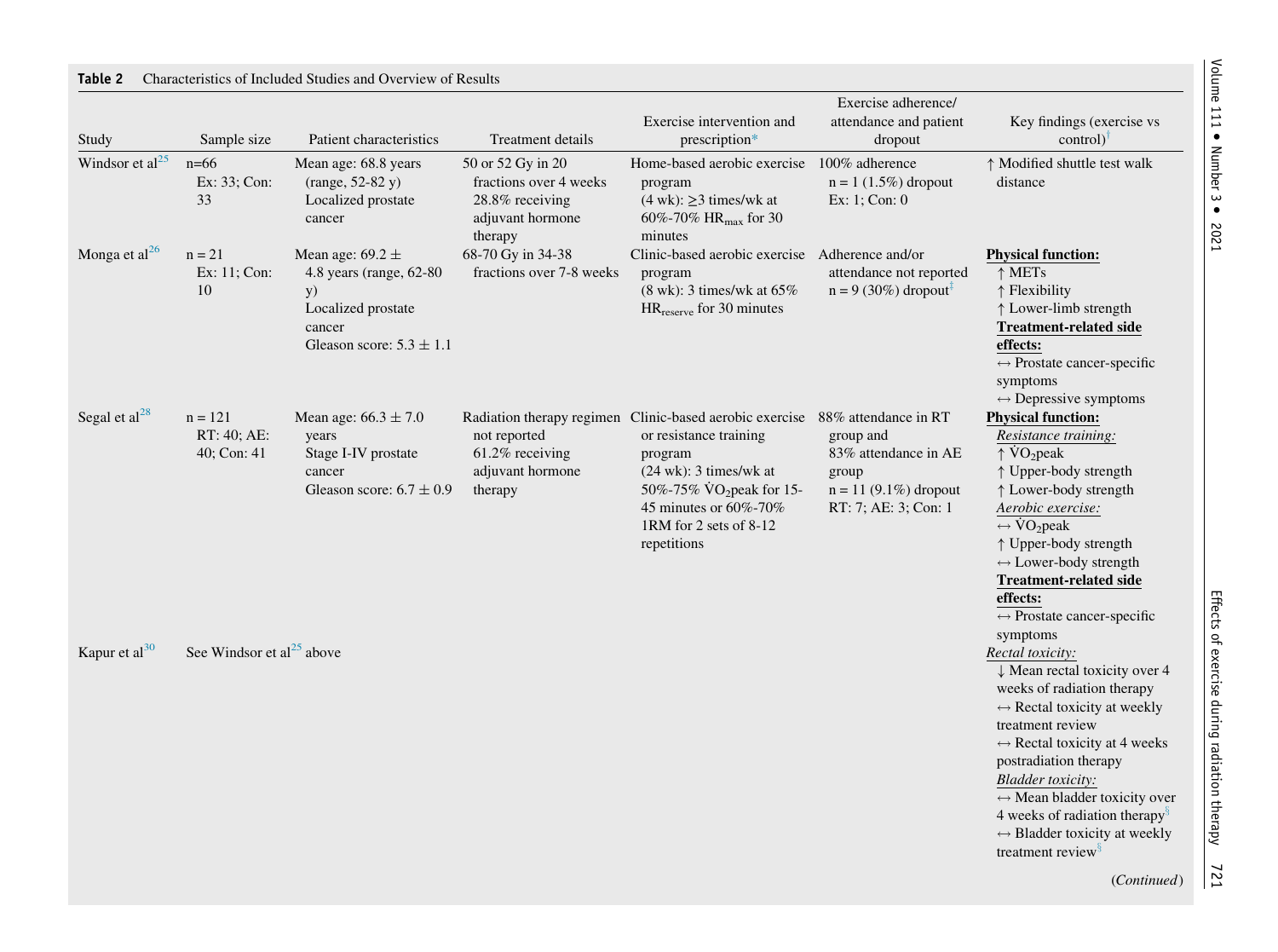**Table 2** Characteristics of Included Studies and Overview of Results

| Study | Sample size | Patient characteristics | Treatment details | Exercise intervention and prescription* | Exercise adherence/ attendance and patient dropout | Key findings (exercise vs control)† |
|---|---|---|---|---|---|---|
| Windsor et al[25] | n=66<br>Ex: 33; Con: 33 | Mean age: 68.8 years (range, 52-82 y)<br>Localized prostate cancer | 50 or 52 Gy in 20 fractions over 4 weeks<br>28.8% receiving adjuvant hormone therapy | Home-based aerobic exercise program<br>(4 wk): ≥3 times/wk at 60%-70% $HR_{max}$ for 30 minutes | 100% adherence<br>n = 1 (1.5%) dropout<br>Ex: 1; Con: 0 | ↑ Modified shuttle test walk distance |
| Monga et al[26] | n = 21<br>Ex: 11; Con: 10 | Mean age: 69.2 ± 4.8 years (range, 62-80 y)<br>Localized prostate cancer<br>Gleason score: 5.3 ± 1.1 | 68-70 Gy in 34-38 fractions over 7-8 weeks | Clinic-based aerobic exercise program<br>(8 wk): 3 times/wk at 65% $HR_{reserve}$ for 30 minutes | Adherence and/or attendance not reported<br>n = 9 (30%) dropout‡ | **Physical function:**<br>↑ METs<br>↑ Flexibility<br>↑ Lower-limb strength<br>**Treatment-related side effects:**<br>↔ Prostate cancer-specific symptoms<br>↔ Depressive symptoms |
| Segal et al[28] | n = 121<br>RT: 40; AE: 40; Con: 41 | Mean age: 66.3 ± 7.0 years<br>Stage I-IV prostate cancer<br>Gleason score: 6.7 ± 0.9 | Radiation therapy regimen not reported<br>61.2% receiving adjuvant hormone therapy | Clinic-based aerobic exercise or resistance training program<br>(24 wk): 3 times/wk at 50%-75% $\dot{V}O_2$peak for 15-45 minutes or 60%-70% 1RM for 2 sets of 8-12 repetitions | 88% attendance in RT group and 83% attendance in AE group<br>n = 11 (9.1%) dropout<br>RT: 7; AE: 3; Con: 1 | **Physical function:**<br>*Resistance training:*<br>↑ $\dot{V}O_2$peak<br>↑ Upper-body strength<br>↑ Lower-body strength<br>*Aerobic exercise:*<br>↔ $\dot{V}O_2$peak<br>↑ Upper-body strength<br>↔ Lower-body strength<br>**Treatment-related side effects:**<br>↔ Prostate cancer-specific symptoms |
| Kapur et al[30] | See Windsor et al[25] above | | | | | *Rectal toxicity:*<br>↓ Mean rectal toxicity over 4 weeks of radiation therapy<br>↔ Rectal toxicity at weekly treatment review<br>↔ Rectal toxicity at 4 weeks postradiation therapy<br>*Bladder toxicity:*<br>↔ Mean bladder toxicity over 4 weeks of radiation therapy§<br>↔ Bladder toxicity at weekly treatment review§ |

(*Continued*)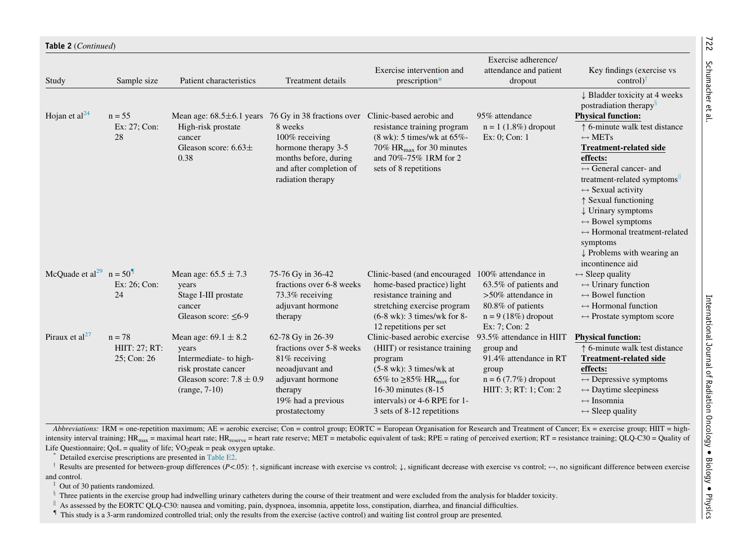**Table 2** (*Continued*)

| Study | Sample size | Patient characteristics | Treatment details | Exercise intervention and prescription* | Exercise adherence/ attendance and patient dropout | Key findings (exercise vs control)† |
|---|---|---|---|---|---|---|
| | | | | | | ↓ Bladder toxicity at 4 weeks postradiation therapy§ |
| Hojan et al[24] | n = 55<br>Ex: 27; Con: 28 | Mean age: 68.5±6.1 years<br>High-risk prostate cancer<br>Gleason score: 6.63± 0.38 | 76 Gy in 38 fractions over 8 weeks<br>100% receiving hormone therapy 3-5 months before, during and after completion of radiation therapy | Clinic-based aerobic and resistance training program (8 wk): 5 times/wk at 65%-70% $HR_{max}$ for 30 minutes and 70%-75% 1RM for 2 sets of 8 repetitions | 95% attendance<br>n = 1 (1.8%) dropout<br>Ex: 0; Con: 1 | **Physical function:**<br>↑ 6-minute walk test distance<br>↔ METs<br>**Treatment-related side effects:**<br>↔ General cancer- and treatment-related symptoms‖<br>↔ Sexual activity<br>↑ Sexual functioning<br>↓ Urinary symptoms<br>↔ Bowel symptoms<br>↔ Hormonal treatment-related symptoms<br>↓ Problems with wearing an incontinence aid |
| McQuade et al[29] | n = 50¶<br>Ex: 26; Con: 24 | Mean age: 65.5 ± 7.3 years<br>Stage I-III prostate cancer<br>Gleason score: ≤6-9 | 75-76 Gy in 36-42 fractions over 6-8 weeks<br>73.3% receiving adjuvant hormone therapy | Clinic-based (and encouraged home-based practice) light resistance training and stretching exercise program (6-8 wk): 3 times/wk for 8-12 repetitions per set | 100% attendance in 63.5% of patients and >50% attendance in 80.8% of patients<br>n = 9 (18%) dropout<br>Ex: 7; Con: 2 | ↔ Sleep quality<br>↔ Urinary function<br>↔ Bowel function<br>↔ Hormonal function<br>↔ Prostate symptom score |
| Piraux et al[27] | n = 78<br>HIIT: 27; RT: 25; Con: 26 | Mean age: 69.1 ± 8.2 years<br>Intermediate- to high-risk prostate cancer<br>Gleason score: 7.8 ± 0.9 (range, 7-10) | 62-78 Gy in 26-39 fractions over 5-8 weeks<br>81% receiving neoadjuvant and adjuvant hormone therapy<br>19% had a previous prostatectomy | Clinic-based aerobic exercise (HIIT) or resistance training program<br>(5-8 wk): 3 times/wk at 65% to ≥85% $HR_{max}$ for 16-30 minutes (8-15 intervals) or 4-6 RPE for 1-3 sets of 8-12 repetitions | 93.5% attendance in HIIT group and 91.4% attendance in RT group<br>n = 6 (7.7%) dropout<br>HIIT: 3; RT: 1; Con: 2 | **Physical function:**<br>↑ 6-minute walk test distance<br>**Treatment-related side effects:**<br>↔ Depressive symptoms<br>↔ Daytime sleepiness<br>↔ Insomnia<br>↔ Sleep quality |

*Abbreviations:* 1RM = one-repetition maximum; AE = aerobic exercise; Con = control group; EORTC = European Organisation for Research and Treatment of Cancer; Ex = exercise group; HIIT = high-intensity interval training; $HR_{max}$ = maximal heart rate; $HR_{reserve}$ = heart rate reserve; MET = metabolic equivalent of task; RPE = rating of perceived exertion; RT = resistance training; QLQ-C30 = Quality of Life Questionnaire; QoL = quality of life; $\dot{V}O_2$peak = peak oxygen uptake.

\* Detailed exercise prescriptions are presented in Table E2.

† Results are presented for between-group differences ($P<.05$): ↑, significant increase with exercise vs control; ↓, significant decrease with exercise vs control; ↔, no significant difference between exercise and control.

‡ Out of 30 patients randomized.

§ Three patients in the exercise group had indwelling urinary catheters during the course of their treatment and were excluded from the analysis for bladder toxicity.

‖ As assessed by the EORTC QLQ-C30: nausea and vomiting, pain, dyspnoea, insomnia, appetite loss, constipation, diarrhea, and financial difficulties.

¶ This study is a 3-arm randomized controlled trial; only the results from the exercise (active control) and waiting list control group are presented.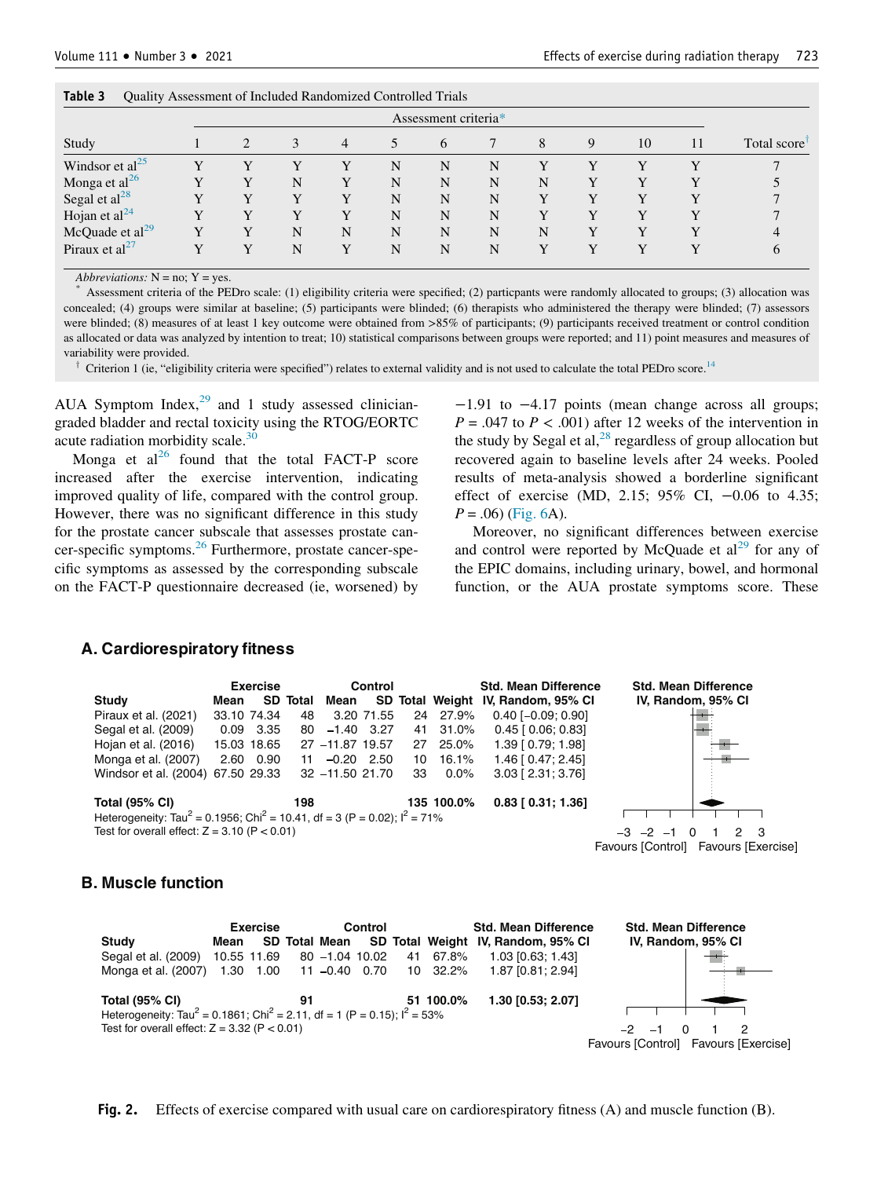**Table 3** Quality Assessment of Included Randomized Controlled Trials

| Study | Assessment criteria* | | | | | | | | | | | Total score† |
|---|---|---|---|---|---|---|---|---|---|---|---|---|
| | 1 | 2 | 3 | 4 | 5 | 6 | 7 | 8 | 9 | 10 | 11 | |
| Windsor et al[25] | Y | Y | Y | Y | N | N | N | Y | Y | Y | Y | 7 |
| Monga et al[26] | Y | Y | N | Y | N | N | N | N | Y | Y | Y | 5 |
| Segal et al[28] | Y | Y | Y | Y | N | N | N | Y | Y | Y | Y | 7 |
| Hojan et al[24] | Y | Y | Y | Y | N | N | N | Y | Y | Y | Y | 7 |
| McQuade et al[29] | Y | Y | N | N | N | N | N | N | Y | Y | Y | 4 |
| Piraux et al[27] | Y | Y | N | Y | N | N | N | Y | Y | Y | Y | 6 |

*Abbreviations:* N = no; Y = yes.

\* Assessment criteria of the PEDro scale: (1) eligibility criteria were specified; (2) particpants were randomly allocated to groups; (3) allocation was concealed; (4) groups were similar at baseline; (5) participants were blinded; (6) therapists who administered the therapy were blinded; (7) assessors were blinded; (8) measures of at least 1 key outcome were obtained from >85% of participants; (9) participants received treatment or control condition as allocated or data was analyzed by intention to treat; 10) statistical comparisons between groups were reported; and 11) point measures and measures of variability were provided.

† Criterion 1 (ie, "eligibility criteria were specified") relates to external validity and is not used to calculate the total PEDro score.[14]

AUA Symptom Index,[29] and 1 study assessed clinician-graded bladder and rectal toxicity using the RTOG/EORTC acute radiation morbidity scale.[30]

Monga et al[26] found that the total FACT-P score increased after the exercise intervention, indicating improved quality of life, compared with the control group. However, there was no significant difference in this study for the prostate cancer subscale that assesses prostate cancer-specific symptoms.[26] Furthermore, prostate cancer-specific symptoms as assessed by the corresponding subscale on the FACT-P questionnaire decreased (ie, worsened) by −1.91 to −4.17 points (mean change across all groups; $P = .047$ to $P < .001$) after 12 weeks of the intervention in the study by Segal et al,[28] regardless of group allocation but recovered again to baseline levels after 24 weeks. Pooled results of meta-analysis showed a borderline significant effect of exercise (MD, 2.15; 95% CI, −0.06 to 4.35; $P = .06$) (Fig. 6A).

Moreover, no significant differences between exercise and control were reported by McQuade et al[29] for any of the EPIC domains, including urinary, bowel, and hormonal function, or the AUA prostate symptoms score. These

**A. Cardiorespiratory fitness**

| Study | Exercise Mean | Exercise SD | Exercise Total | Control Mean | Control SD | Control Total | Weight | Std. Mean Difference IV, Random, 95% CI |
|---|---|---|---|---|---|---|---|---|
| Piraux et al. (2021) | 33.10 | 74.34 | 48 | 3.20 | 71.55 | 24 | 27.9% | 0.40 [−0.09; 0.90] |
| Segal et al. (2009) | 0.09 | 3.35 | 80 | −1.40 | 3.27 | 41 | 31.0% | 0.45 [ 0.06; 0.83] |
| Hojan et al. (2016) | 15.03 | 18.65 | 27 | −11.87 | 19.57 | 27 | 25.0% | 1.39 [ 0.79; 1.98] |
| Monga et al. (2007) | 2.60 | 0.90 | 11 | −0.20 | 2.50 | 10 | 16.1% | 1.46 [ 0.47; 2.45] |
| Windsor et al. (2004) | 67.50 | 29.33 | 32 | −11.50 | 21.70 | 33 | 0.0% | 3.03 [ 2.31; 3.76] |
| **Total (95% CI)** | | | **198** | | | **135** | **100.0%** | **0.83 [ 0.31; 1.36]** |

Heterogeneity: $Tau^2 = 0.1956$; $Chi^2 = 10.41$, df = 3 ($P = 0.02$); $I^2 = 71\%$
Test for overall effect: $Z = 3.10$ ($P < 0.01$)

Favours [Control] / Favours [Exercise]

**B. Muscle function**

| Study | Exercise Mean | Exercise SD | Exercise Total | Control Mean | Control SD | Control Total | Weight | Std. Mean Difference IV, Random, 95% CI |
|---|---|---|---|---|---|---|---|---|
| Segal et al. (2009) | 10.55 | 11.69 | 80 | −1.04 | 10.02 | 41 | 67.8% | 1.03 [0.63; 1.43] |
| Monga et al. (2007) | 1.30 | 1.00 | 11 | −0.40 | 0.70 | 10 | 32.2% | 1.87 [0.81; 2.94] |
| **Total (95% CI)** | | | **91** | | | **51** | **100.0%** | **1.30 [0.53; 2.07]** |

Heterogeneity: $Tau^2 = 0.1861$; $Chi^2 = 2.11$, df = 1 ($P = 0.15$); $I^2 = 53\%$
Test for overall effect: $Z = 3.32$ ($P < 0.01$)

Favours [Control] / Favours [Exercise]

**Fig. 2.** Effects of exercise compared with usual care on cardiorespiratory fitness (A) and muscle function (B).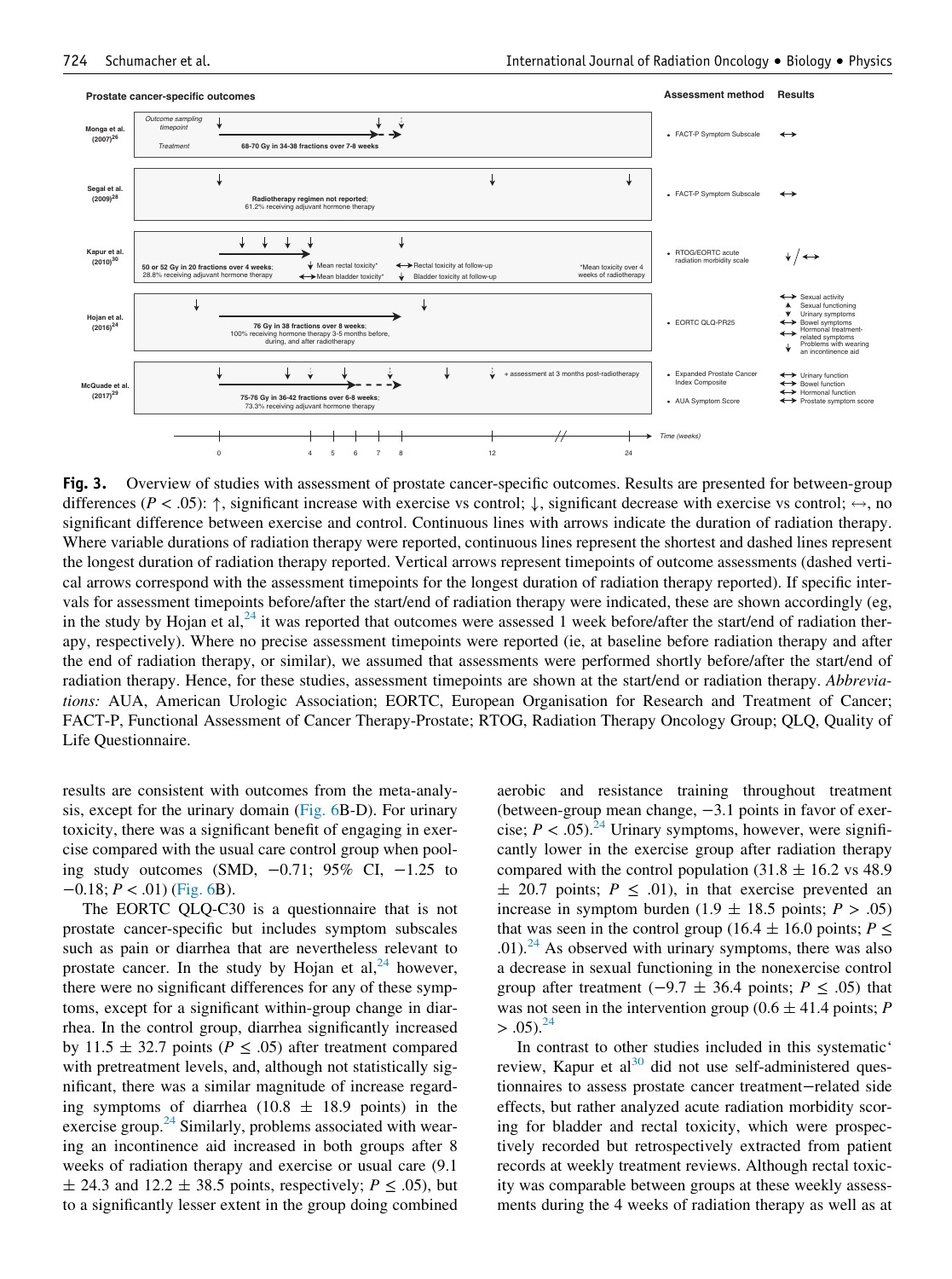**Fig. 3.** Overview of studies with assessment of prostate cancer-specific outcomes. Results are presented for between-group differences ($P < .05$): ↑, significant increase with exercise vs control; ↓, significant decrease with exercise vs control; ↔, no significant difference between exercise and control. Continuous lines with arrows indicate the duration of radiation therapy. Where variable durations of radiation therapy were reported, continuous lines represent the shortest and dashed lines represent the longest duration of radiation therapy reported. Vertical arrows represent timepoints of outcome assessments (dashed vertical arrows correspond with the assessment timepoints for the longest duration of radiation therapy reported). If specific intervals for assessment timepoints before/after the start/end of radiation therapy were indicated, these are shown accordingly (eg, in the study by Hojan et al,[24] it was reported that outcomes were assessed 1 week before/after the start/end of radiation therapy, respectively). Where no precise assessment timepoints were reported (ie, at baseline before radiation therapy and after the end of radiation therapy, or similar), we assumed that assessments were performed shortly before/after the start/end of radiation therapy. Hence, for these studies, assessment timepoints are shown at the start/end or radiation therapy. *Abbreviations:* AUA, American Urologic Association; EORTC, European Organisation for Research and Treatment of Cancer; FACT-P, Functional Assessment of Cancer Therapy-Prostate; RTOG, Radiation Therapy Oncology Group; QLQ, Quality of Life Questionnaire.

results are consistent with outcomes from the meta-analysis, except for the urinary domain (Fig. 6B-D). For urinary toxicity, there was a significant benefit of engaging in exercise compared with the usual care control group when pooling study outcomes (SMD, −0.71; 95% CI, −1.25 to −0.18; $P < .01$) (Fig. 6B).

The EORTC QLQ-C30 is a questionnaire that is not prostate cancer-specific but includes symptom subscales such as pain or diarrhea that are nevertheless relevant to prostate cancer. In the study by Hojan et al,[24] however, there were no significant differences for any of these symptoms, except for a significant within-group change in diarrhea. In the control group, diarrhea significantly increased by 11.5 ± 32.7 points ($P \leq .05$) after treatment compared with pretreatment levels, and, although not statistically significant, there was a similar magnitude of increase regarding symptoms of diarrhea (10.8 ± 18.9 points) in the exercise group.[24] Similarly, problems associated with wearing an incontinence aid increased in both groups after 8 weeks of radiation therapy and exercise or usual care (9.1 ± 24.3 and 12.2 ± 38.5 points, respectively; $P \leq .05$), but to a significantly lesser extent in the group doing combined aerobic and resistance training throughout treatment (between-group mean change, −3.1 points in favor of exercise; $P < .05$).[24] Urinary symptoms, however, were significantly lower in the exercise group after radiation therapy compared with the control population (31.8 ± 16.2 vs 48.9 ± 20.7 points; $P \leq .01$), in that exercise prevented an increase in symptom burden (1.9 ± 18.5 points; $P > .05$) that was seen in the control group (16.4 ± 16.0 points; $P \leq .01$).[24] As observed with urinary symptoms, there was also a decrease in sexual functioning in the nonexercise control group after treatment (−9.7 ± 36.4 points; $P \leq .05$) that was not seen in the intervention group (0.6 ± 41.4 points; $P > .05$).[24]

In contrast to other studies included in this systematic' review, Kapur et al[30] did not use self-administered questionnaires to assess prostate cancer treatment−related side effects, but rather analyzed acute radiation morbidity scoring for bladder and rectal toxicity, which were prospectively recorded but retrospectively extracted from patient records at weekly treatment reviews. Although rectal toxicity was comparable between groups at these weekly assessments during the 4 weeks of radiation therapy as well as at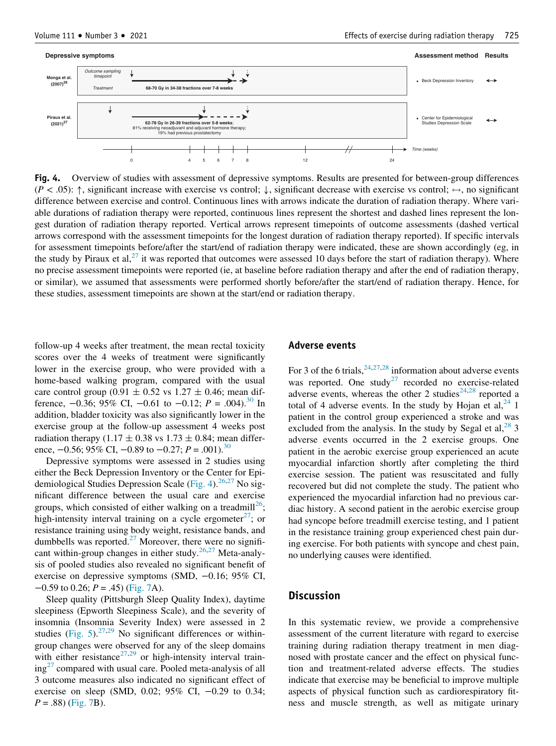**Depressive symptoms** | **Assessment method** | **Results**

| Study | Treatment | Assessment method | Results |
|---|---|---|---|
| Monga et al. (2007)[26] | 68-70 Gy in 34-38 fractions over 7-8 weeks | Beck Depression Inventory | ↔ |
| Piraux et al. (2021)[27] | 62-78 Gy in 26-39 fractions over 5-8 weeks; 81% receiving neoadjuvant and adjuvant hormone therapy; 19% had previous prostatectomy | Center for Epidemiological Studies Depression Scale | ↔ |

**Fig. 4.** Overview of studies with assessment of depressive symptoms. Results are presented for between-group differences ($P < .05$): ↑, significant increase with exercise vs control; ↓, significant decrease with exercise vs control; ↔, no significant difference between exercise and control. Continuous lines with arrows indicate the duration of radiation therapy. Where variable durations of radiation therapy were reported, continuous lines represent the shortest and dashed lines represent the longest duration of radiation therapy reported. Vertical arrows represent timepoints of outcome assessments (dashed vertical arrows correspond with the assessment timepoints for the longest duration of radiation therapy reported). If specific intervals for assessment timepoints before/after the start/end of radiation therapy were indicated, these are shown accordingly (eg, in the study by Piraux et al,[27] it was reported that outcomes were assessed 10 days before the start of radiation therapy). Where no precise assessment timepoints were reported (ie, at baseline before radiation therapy and after the end of radiation therapy, or similar), we assumed that assessments were performed shortly before/after the start/end of radiation therapy. Hence, for these studies, assessment timepoints are shown at the start/end or radiation therapy.

follow-up 4 weeks after treatment, the mean rectal toxicity scores over the 4 weeks of treatment were significantly lower in the exercise group, who were provided with a home-based walking program, compared with the usual care control group (0.91 ± 0.52 vs 1.27 ± 0.46; mean difference, −0.36; 95% CI, −0.61 to −0.12; $P$ = .004).[30] In addition, bladder toxicity was also significantly lower in the exercise group at the follow-up assessment 4 weeks post radiation therapy (1.17 ± 0.38 vs 1.73 ± 0.84; mean difference, −0.56; 95% CI, −0.89 to −0.27; $P$ = .001).[30]

Depressive symptoms were assessed in 2 studies using either the Beck Depression Inventory or the Center for Epidemiological Studies Depression Scale (Fig. 4).[26,27] No significant difference between the usual care and exercise groups, which consisted of either walking on a treadmill[26]; high-intensity interval training on a cycle ergometer[27]; or resistance training using body weight, resistance bands, and dumbbells was reported.[27] Moreover, there were no significant within-group changes in either study.[26,27] Meta-analysis of pooled studies also revealed no significant benefit of exercise on depressive symptoms (SMD, −0.16; 95% CI, −0.59 to 0.26; $P$ = .45) (Fig. 7A).

Sleep quality (Pittsburgh Sleep Quality Index), daytime sleepiness (Epworth Sleepiness Scale), and the severity of insomnia (Insomnia Severity Index) were assessed in 2 studies (Fig. 5).[27,29] No significant differences or within-group changes were observed for any of the sleep domains with either resistance[27,29] or high-intensity interval training[27] compared with usual care. Pooled meta-analysis of all 3 outcome measures also indicated no significant effect of exercise on sleep (SMD, 0.02; 95% CI, −0.29 to 0.34; $P$ = .88) (Fig. 7B).

## Adverse events

For 3 of the 6 trials,[24,27,28] information about adverse events was reported. One study[27] recorded no exercise-related adverse events, whereas the other 2 studies[24,28] reported a total of 4 adverse events. In the study by Hojan et al,[24] 1 patient in the control group experienced a stroke and was excluded from the analysis. In the study by Segal et al,[28] 3 adverse events occurred in the 2 exercise groups. One patient in the aerobic exercise group experienced an acute myocardial infarction shortly after completing the third exercise session. The patient was resuscitated and fully recovered but did not complete the study. The patient who experienced the myocardial infarction had no previous cardiac history. A second patient in the aerobic exercise group had syncope before treadmill exercise testing, and 1 patient in the resistance training group experienced chest pain during exercise. For both patients with syncope and chest pain, no underlying causes were identified.

## Discussion

In this systematic review, we provide a comprehensive assessment of the current literature with regard to exercise training during radiation therapy treatment in men diagnosed with prostate cancer and the effect on physical function and treatment-related adverse effects. The studies indicate that exercise may be beneficial to improve multiple aspects of physical function such as cardiorespiratory fitness and muscle strength, as well as mitigate urinary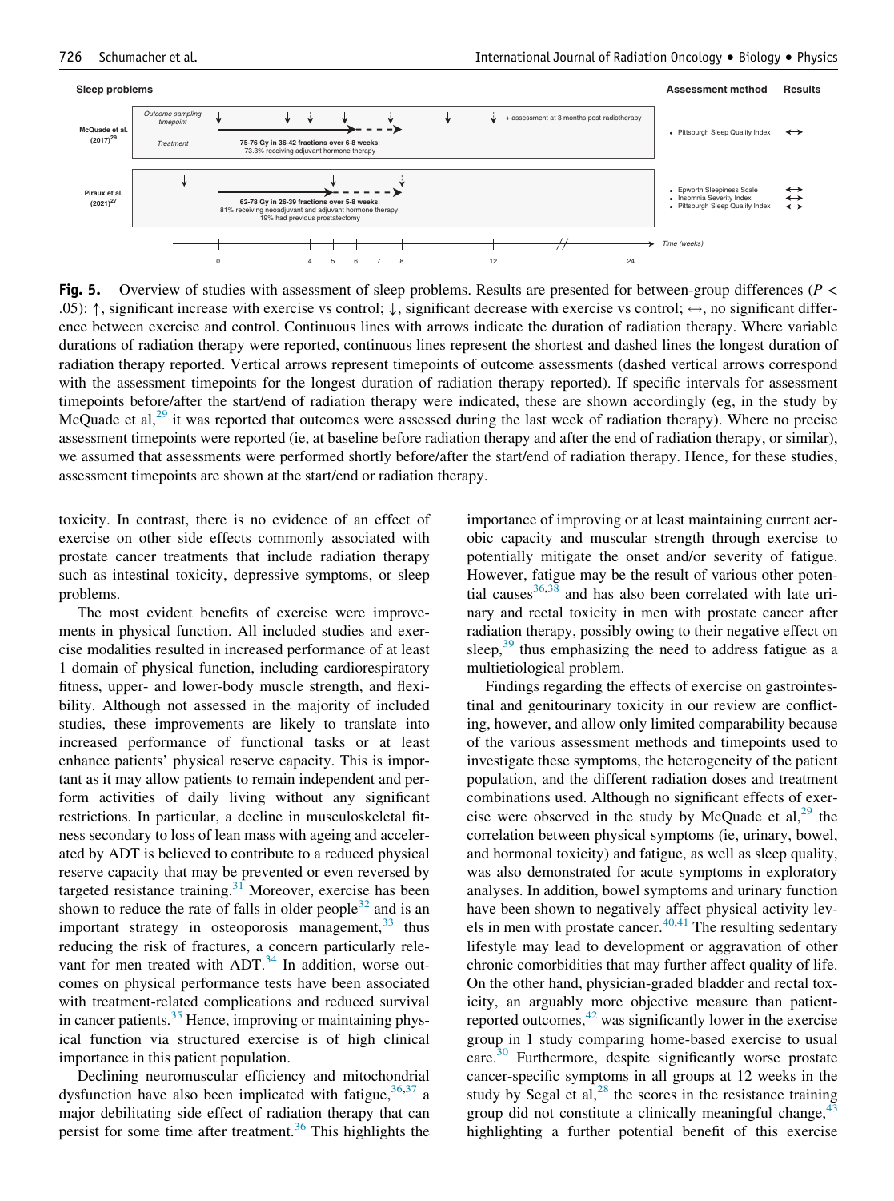**Fig. 5.** Overview of studies with assessment of sleep problems. Results are presented for between-group differences ($P < .05$): ↑, significant increase with exercise vs control; ↓, significant decrease with exercise vs control; ↔, no significant difference between exercise and control. Continuous lines with arrows indicate the duration of radiation therapy. Where variable durations of radiation therapy were reported, continuous lines represent the shortest and dashed lines the longest duration of radiation therapy reported. Vertical arrows represent timepoints of outcome assessments (dashed vertical arrows correspond with the assessment timepoints for the longest duration of radiation therapy reported). If specific intervals for assessment timepoints before/after the start/end of radiation therapy were indicated, these are shown accordingly (eg, in the study by McQuade et al,[29] it was reported that outcomes were assessed during the last week of radiation therapy). Where no precise assessment timepoints were reported (ie, at baseline before radiation therapy and after the end of radiation therapy, or similar), we assumed that assessments were performed shortly before/after the start/end of radiation therapy. Hence, for these studies, assessment timepoints are shown at the start/end or radiation therapy.

toxicity. In contrast, there is no evidence of an effect of exercise on other side effects commonly associated with prostate cancer treatments that include radiation therapy such as intestinal toxicity, depressive symptoms, or sleep problems.

The most evident benefits of exercise were improvements in physical function. All included studies and exercise modalities resulted in increased performance of at least 1 domain of physical function, including cardiorespiratory fitness, upper- and lower-body muscle strength, and flexibility. Although not assessed in the majority of included studies, these improvements are likely to translate into increased performance of functional tasks or at least enhance patients' physical reserve capacity. This is important as it may allow patients to remain independent and perform activities of daily living without any significant restrictions. In particular, a decline in musculoskeletal fitness secondary to loss of lean mass with ageing and accelerated by ADT is believed to contribute to a reduced physical reserve capacity that may be prevented or even reversed by targeted resistance training.[31] Moreover, exercise has been shown to reduce the rate of falls in older people[32] and is an important strategy in osteoporosis management,[33] thus reducing the risk of fractures, a concern particularly relevant for men treated with ADT.[34] In addition, worse outcomes on physical performance tests have been associated with treatment-related complications and reduced survival in cancer patients.[35] Hence, improving or maintaining physical function via structured exercise is of high clinical importance in this patient population.

Declining neuromuscular efficiency and mitochondrial dysfunction have also been implicated with fatigue,[36,37] a major debilitating side effect of radiation therapy that can persist for some time after treatment.[36] This highlights the importance of improving or at least maintaining current aerobic capacity and muscular strength through exercise to potentially mitigate the onset and/or severity of fatigue. However, fatigue may be the result of various other potential causes[36,38] and has also been correlated with late urinary and rectal toxicity in men with prostate cancer after radiation therapy, possibly owing to their negative effect on sleep,[39] thus emphasizing the need to address fatigue as a multietiological problem.

Findings regarding the effects of exercise on gastrointestinal and genitourinary toxicity in our review are conflicting, however, and allow only limited comparability because of the various assessment methods and timepoints used to investigate these symptoms, the heterogeneity of the patient population, and the different radiation doses and treatment combinations used. Although no significant effects of exercise were observed in the study by McQuade et al,[29] the correlation between physical symptoms (ie, urinary, bowel, and hormonal toxicity) and fatigue, as well as sleep quality, was also demonstrated for acute symptoms in exploratory analyses. In addition, bowel symptoms and urinary function have been shown to negatively affect physical activity levels in men with prostate cancer.[40,41] The resulting sedentary lifestyle may lead to development or aggravation of other chronic comorbidities that may further affect quality of life. On the other hand, physician-graded bladder and rectal toxicity, an arguably more objective measure than patient-reported outcomes,[42] was significantly lower in the exercise group in 1 study comparing home-based exercise to usual care.[30] Furthermore, despite significantly worse prostate cancer-specific symptoms in all groups at 12 weeks in the study by Segal et al,[28] the scores in the resistance training group did not constitute a clinically meaningful change,[43] highlighting a further potential benefit of this exercise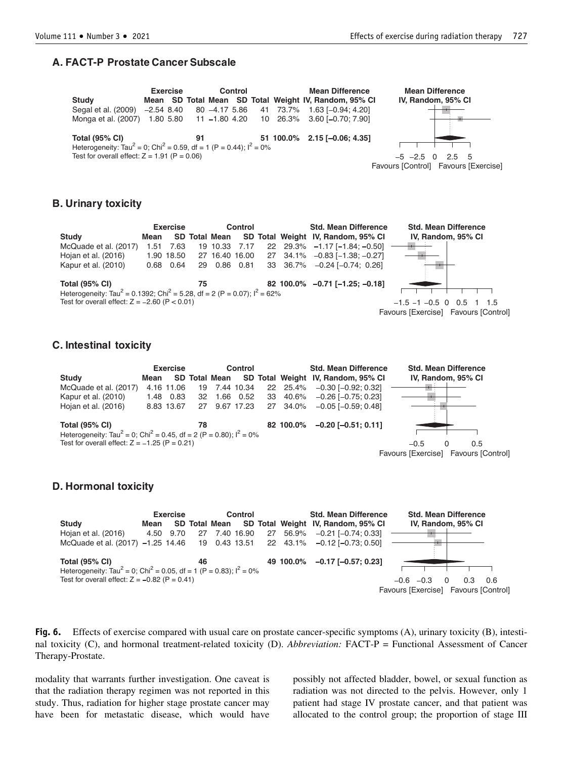### A. FACT-P Prostate Cancer Subscale

| Study | Exercise Mean | Exercise SD | Exercise Total | Control Mean | Control SD | Control Total | Weight | Mean Difference IV, Random, 95% CI |
|---|---|---|---|---|---|---|---|---|
| Segal et al. (2009) | −2.54 | 8.40 | 80 | −4.17 | 5.86 | 41 | 73.7% | 1.63 [−0.94; 4.20] |
| Monga et al. (2007) | 1.80 | 5.80 | 11 | −1.80 | 4.20 | 10 | 26.3% | 3.60 [−0.70; 7.90] |
| **Total (95% CI)** | | | **91** | | | **51** | **100.0%** | **2.15 [−0.06; 4.35]** |

Heterogeneity: $Tau^2 = 0$; $Chi^2 = 0.59$, df = 1 (P = 0.44); $I^2 = 0\%$
Test for overall effect: Z = 1.91 (P = 0.06)

Favours [Control] Favours [Exercise]

### B. Urinary toxicity

| Study | Exercise Mean | Exercise SD | Exercise Total | Control Mean | Control SD | Control Total | Weight | Std. Mean Difference IV, Random, 95% CI |
|---|---|---|---|---|---|---|---|---|
| McQuade et al. (2017) | 1.51 | 7.63 | 19 | 10.33 | 7.17 | 22 | 29.3% | −1.17 [−1.84; −0.50] |
| Hojan et al. (2016) | 1.90 | 18.50 | 27 | 16.40 | 16.00 | 27 | 34.1% | −0.83 [−1.38; −0.27] |
| Kapur et al. (2010) | 0.68 | 0.64 | 29 | 0.86 | 0.81 | 33 | 36.7% | −0.24 [−0.74; 0.26] |
| **Total (95% CI)** | | | **75** | | | **82** | **100.0%** | **−0.71 [−1.25; −0.18]** |

Heterogeneity: $Tau^2 = 0.1392$; $Chi^2 = 5.28$, df = 2 (P = 0.07); $I^2 = 62\%$
Test for overall effect: Z = −2.60 (P < 0.01)

Favours [Exercise] Favours [Control]

### C. Intestinal toxicity

| Study | Exercise Mean | Exercise SD | Exercise Total | Control Mean | Control SD | Control Total | Weight | Std. Mean Difference IV, Random, 95% CI |
|---|---|---|---|---|---|---|---|---|
| McQuade et al. (2017) | 4.16 | 11.06 | 19 | 7.44 | 10.34 | 22 | 25.4% | −0.30 [−0.92; 0.32] |
| Kapur et al. (2010) | 1.48 | 0.83 | 32 | 1.66 | 0.52 | 33 | 40.6% | −0.26 [−0.75; 0.23] |
| Hojan et al. (2016) | 8.83 | 13.67 | 27 | 9.67 | 17.23 | 27 | 34.0% | −0.05 [−0.59; 0.48] |
| **Total (95% CI)** | | | **78** | | | **82** | **100.0%** | **−0.20 [−0.51; 0.11]** |

Heterogeneity: $Tau^2 = 0$; $Chi^2 = 0.45$, df = 2 (P = 0.80); $I^2 = 0\%$
Test for overall effect: Z = −1.25 (P = 0.21)

Favours [Exercise] Favours [Control]

### D. Hormonal toxicity

| Study | Exercise Mean | Exercise SD | Exercise Total | Control Mean | Control SD | Control Total | Weight | Std. Mean Difference IV, Random, 95% CI |
|---|---|---|---|---|---|---|---|---|
| Hojan et al. (2016) | 4.50 | 9.70 | 27 | 7.40 | 16.90 | 27 | 56.9% | −0.21 [−0.74; 0.33] |
| McQuade et al. (2017) | −1.25 | 14.46 | 19 | 0.43 | 13.51 | 22 | 43.1% | −0.12 [−0.73; 0.50] |
| **Total (95% CI)** | | | **46** | | | **49** | **100.0%** | **−0.17 [−0.57; 0.23]** |

Heterogeneity: $Tau^2 = 0$; $Chi^2 = 0.05$, df = 1 (P = 0.83); $I^2 = 0\%$
Test for overall effect: Z = −0.82 (P = 0.41)

Favours [Exercise] Favours [Control]

**Fig. 6.** Effects of exercise compared with usual care on prostate cancer-specific symptoms (A), urinary toxicity (B), intestinal toxicity (C), and hormonal treatment-related toxicity (D). *Abbreviation:* FACT-P = Functional Assessment of Cancer Therapy-Prostate.

modality that warrants further investigation. One caveat is that the radiation therapy regimen was not reported in this study. Thus, radiation for higher stage prostate cancer may have been for metastatic disease, which would have possibly not affected bladder, bowel, or sexual function as radiation was not directed to the pelvis. However, only 1 patient had stage IV prostate cancer, and that patient was allocated to the control group; the proportion of stage III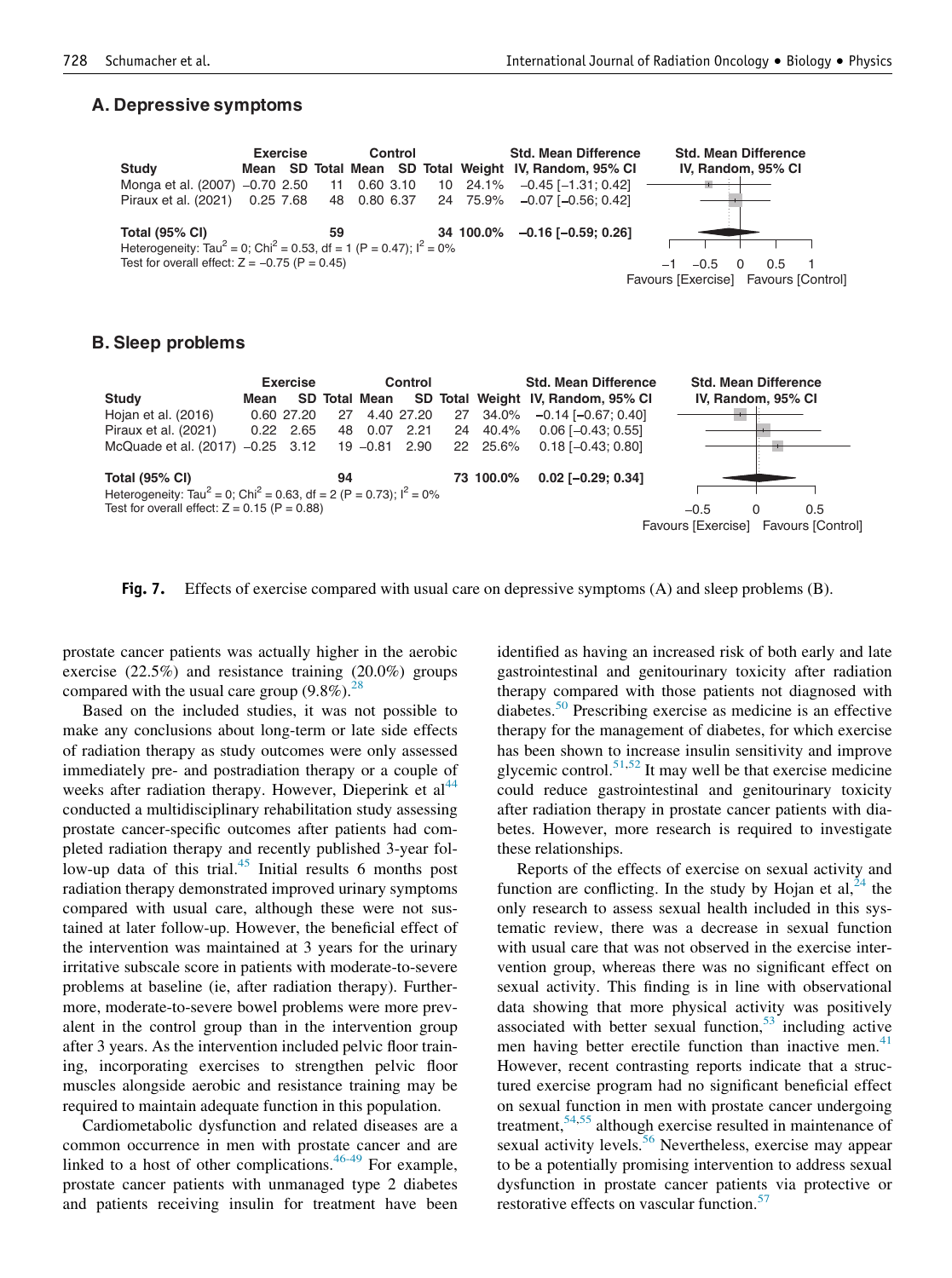### A. Depressive symptoms

| Study | Exercise Mean | Exercise SD | Exercise Total | Control Mean | Control SD | Control Total | Weight | Std. Mean Difference IV, Random, 95% CI |
|---|---|---|---|---|---|---|---|---|
| Monga et al. (2007) | −0.70 | 2.50 | 11 | 0.60 | 3.10 | 10 | 24.1% | −0.45 [−1.31; 0.42] |
| Piraux et al. (2021) | 0.25 | 7.68 | 48 | 0.80 | 6.37 | 24 | 75.9% | −0.07 [−0.56; 0.42] |
| **Total (95% CI)** | | | **59** | | | **34** | **100.0%** | **−0.16 [−0.59; 0.26]** |

Heterogeneity: $Tau^2 = 0$; $Chi^2 = 0.53$, df = 1 (P = 0.47); $I^2 = 0\%$

Test for overall effect: Z = −0.75 (P = 0.45)

Favours [Exercise] Favours [Control]

### B. Sleep problems

| Study | Exercise Mean | Exercise SD | Exercise Total | Control Mean | Control SD | Control Total | Weight | Std. Mean Difference IV, Random, 95% CI |
|---|---|---|---|---|---|---|---|---|
| Hojan et al. (2016) | 0.60 | 27.20 | 27 | 4.40 | 27.20 | 27 | 34.0% | −0.14 [−0.67; 0.40] |
| Piraux et al. (2021) | 0.22 | 2.65 | 48 | 0.07 | 2.21 | 24 | 40.4% | 0.06 [−0.43; 0.55] |
| McQuade et al. (2017) | −0.25 | 3.12 | 19 | −0.81 | 2.90 | 22 | 25.6% | 0.18 [−0.43; 0.80] |
| **Total (95% CI)** | | | **94** | | | **73** | **100.0%** | **0.02 [−0.29; 0.34]** |

Heterogeneity: $Tau^2 = 0$; $Chi^2 = 0.63$, df = 2 (P = 0.73); $I^2 = 0\%$

Test for overall effect: Z = 0.15 (P = 0.88)

Favours [Exercise] Favours [Control]

**Fig. 7.** Effects of exercise compared with usual care on depressive symptoms (A) and sleep problems (B).

prostate cancer patients was actually higher in the aerobic exercise (22.5%) and resistance training (20.0%) groups compared with the usual care group (9.8%).[28]

Based on the included studies, it was not possible to make any conclusions about long-term or late side effects of radiation therapy as study outcomes were only assessed immediately pre- and postradiation therapy or a couple of weeks after radiation therapy. However, Dieperink et al[44] conducted a multidisciplinary rehabilitation study assessing prostate cancer-specific outcomes after patients had completed radiation therapy and recently published 3-year follow-up data of this trial.[45] Initial results 6 months post radiation therapy demonstrated improved urinary symptoms compared with usual care, although these were not sustained at later follow-up. However, the beneficial effect of the intervention was maintained at 3 years for the urinary irritative subscale score in patients with moderate-to-severe problems at baseline (ie, after radiation therapy). Furthermore, moderate-to-severe bowel problems were more prevalent in the control group than in the intervention group after 3 years. As the intervention included pelvic floor training, incorporating exercises to strengthen pelvic floor muscles alongside aerobic and resistance training may be required to maintain adequate function in this population.

Cardiometabolic dysfunction and related diseases are a common occurrence in men with prostate cancer and are linked to a host of other complications.[46-49] For example, prostate cancer patients with unmanaged type 2 diabetes and patients receiving insulin for treatment have been identified as having an increased risk of both early and late gastrointestinal and genitourinary toxicity after radiation therapy compared with those patients not diagnosed with diabetes.[50] Prescribing exercise as medicine is an effective therapy for the management of diabetes, for which exercise has been shown to increase insulin sensitivity and improve glycemic control.[51,52] It may well be that exercise medicine could reduce gastrointestinal and genitourinary toxicity after radiation therapy in prostate cancer patients with diabetes. However, more research is required to investigate these relationships.

Reports of the effects of exercise on sexual activity and function are conflicting. In the study by Hojan et al,[24] the only research to assess sexual health included in this systematic review, there was a decrease in sexual function with usual care that was not observed in the exercise intervention group, whereas there was no significant effect on sexual activity. This finding is in line with observational data showing that more physical activity was positively associated with better sexual function,[53] including active men having better erectile function than inactive men.[41] However, recent contrasting reports indicate that a structured exercise program had no significant beneficial effect on sexual function in men with prostate cancer undergoing treatment,[54,55] although exercise resulted in maintenance of sexual activity levels.[56] Nevertheless, exercise may appear to be a potentially promising intervention to address sexual dysfunction in prostate cancer patients via protective or restorative effects on vascular function.[57]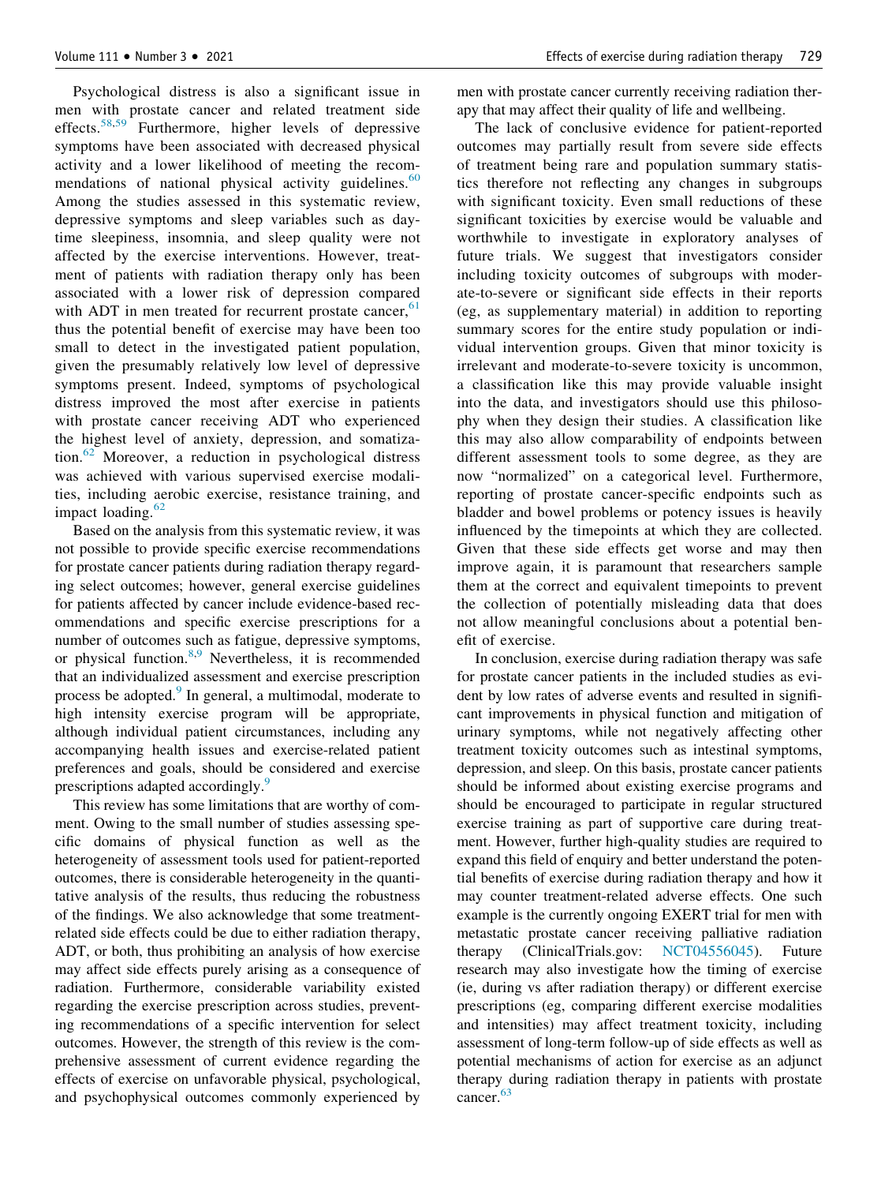Psychological distress is also a significant issue in men with prostate cancer and related treatment side effects.[58,59] Furthermore, higher levels of depressive symptoms have been associated with decreased physical activity and a lower likelihood of meeting the recommendations of national physical activity guidelines.[60] Among the studies assessed in this systematic review, depressive symptoms and sleep variables such as daytime sleepiness, insomnia, and sleep quality were not affected by the exercise interventions. However, treatment of patients with radiation therapy only has been associated with a lower risk of depression compared with ADT in men treated for recurrent prostate cancer,[61] thus the potential benefit of exercise may have been too small to detect in the investigated patient population, given the presumably relatively low level of depressive symptoms present. Indeed, symptoms of psychological distress improved the most after exercise in patients with prostate cancer receiving ADT who experienced the highest level of anxiety, depression, and somatization.[62] Moreover, a reduction in psychological distress was achieved with various supervised exercise modalities, including aerobic exercise, resistance training, and impact loading.[62]

Based on the analysis from this systematic review, it was not possible to provide specific exercise recommendations for prostate cancer patients during radiation therapy regarding select outcomes; however, general exercise guidelines for patients affected by cancer include evidence-based recommendations and specific exercise prescriptions for a number of outcomes such as fatigue, depressive symptoms, or physical function.[8,9] Nevertheless, it is recommended that an individualized assessment and exercise prescription process be adopted.[9] In general, a multimodal, moderate to high intensity exercise program will be appropriate, although individual patient circumstances, including any accompanying health issues and exercise-related patient preferences and goals, should be considered and exercise prescriptions adapted accordingly.[9]

This review has some limitations that are worthy of comment. Owing to the small number of studies assessing specific domains of physical function as well as the heterogeneity of assessment tools used for patient-reported outcomes, there is considerable heterogeneity in the quantitative analysis of the results, thus reducing the robustness of the findings. We also acknowledge that some treatment-related side effects could be due to either radiation therapy, ADT, or both, thus prohibiting an analysis of how exercise may affect side effects purely arising as a consequence of radiation. Furthermore, considerable variability existed regarding the exercise prescription across studies, preventing recommendations of a specific intervention for select outcomes. However, the strength of this review is the comprehensive assessment of current evidence regarding the effects of exercise on unfavorable physical, psychological, and psychophysical outcomes commonly experienced by men with prostate cancer currently receiving radiation therapy that may affect their quality of life and wellbeing.

The lack of conclusive evidence for patient-reported outcomes may partially result from severe side effects of treatment being rare and population summary statistics therefore not reflecting any changes in subgroups with significant toxicity. Even small reductions of these significant toxicities by exercise would be valuable and worthwhile to investigate in exploratory analyses of future trials. We suggest that investigators consider including toxicity outcomes of subgroups with moderate-to-severe or significant side effects in their reports (eg, as supplementary material) in addition to reporting summary scores for the entire study population or individual intervention groups. Given that minor toxicity is irrelevant and moderate-to-severe toxicity is uncommon, a classification like this may provide valuable insight into the data, and investigators should use this philosophy when they design their studies. A classification like this may also allow comparability of endpoints between different assessment tools to some degree, as they are now "normalized" on a categorical level. Furthermore, reporting of prostate cancer-specific endpoints such as bladder and bowel problems or potency issues is heavily influenced by the timepoints at which they are collected. Given that these side effects get worse and may then improve again, it is paramount that researchers sample them at the correct and equivalent timepoints to prevent the collection of potentially misleading data that does not allow meaningful conclusions about a potential benefit of exercise.

In conclusion, exercise during radiation therapy was safe for prostate cancer patients in the included studies as evident by low rates of adverse events and resulted in significant improvements in physical function and mitigation of urinary symptoms, while not negatively affecting other treatment toxicity outcomes such as intestinal symptoms, depression, and sleep. On this basis, prostate cancer patients should be informed about existing exercise programs and should be encouraged to participate in regular structured exercise training as part of supportive care during treatment. However, further high-quality studies are required to expand this field of enquiry and better understand the potential benefits of exercise during radiation therapy and how it may counter treatment-related adverse effects. One such example is the currently ongoing EXERT trial for men with metastatic prostate cancer receiving palliative radiation therapy (ClinicalTrials.gov: NCT04556045). Future research may also investigate how the timing of exercise (ie, during vs after radiation therapy) or different exercise prescriptions (eg, comparing different exercise modalities and intensities) may affect treatment toxicity, including assessment of long-term follow-up of side effects as well as potential mechanisms of action for exercise as an adjunct therapy during radiation therapy in patients with prostate cancer.[63]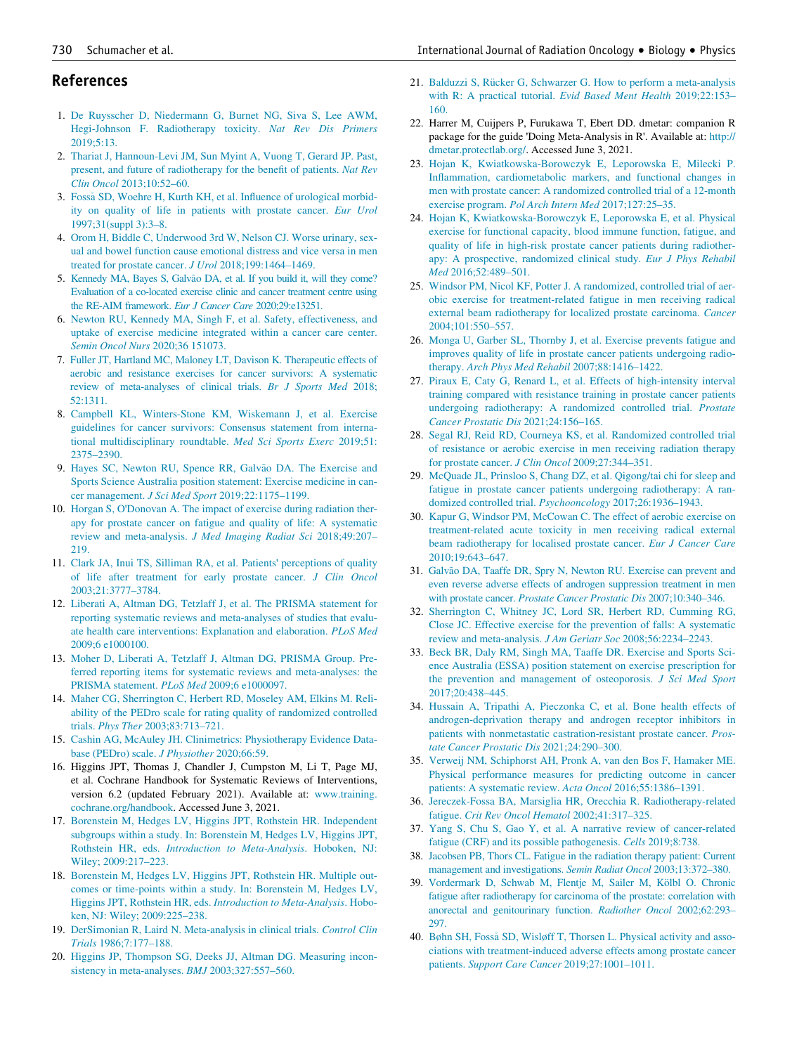## References

1. De Ruysscher D, Niedermann G, Burnet NG, Siva S, Lee AWM, Hegi-Johnson F. Radiotherapy toxicity. *Nat Rev Dis Primers* 2019;5:13.
2. Thariat J, Hannoun-Levi JM, Sun Myint A, Vuong T, Gerard JP. Past, present, and future of radiotherapy for the benefit of patients. *Nat Rev Clin Oncol* 2013;10:52–60.
3. Fosså SD, Woehre H, Kurth KH, et al. Influence of urological morbidity on quality of life in patients with prostate cancer. *Eur Urol* 1997;31(suppl 3):3–8.
4. Orom H, Biddle C, Underwood 3rd W, Nelson CJ. Worse urinary, sexual and bowel function cause emotional distress and vice versa in men treated for prostate cancer. *J Urol* 2018;199:1464–1469.
5. Kennedy MA, Bayes S, Galvão DA, et al. If you build it, will they come? Evaluation of a co-located exercise clinic and cancer treatment centre using the RE-AIM framework. *Eur J Cancer Care* 2020;29:e13251.
6. Newton RU, Kennedy MA, Singh F, et al. Safety, effectiveness, and uptake of exercise medicine integrated within a cancer care center. *Semin Oncol Nurs* 2020;36 151073.
7. Fuller JT, Hartland MC, Maloney LT, Davison K. Therapeutic effects of aerobic and resistance exercises for cancer survivors: A systematic review of meta-analyses of clinical trials. *Br J Sports Med* 2018; 52:1311.
8. Campbell KL, Winters-Stone KM, Wiskemann J, et al. Exercise guidelines for cancer survivors: Consensus statement from international multidisciplinary roundtable. *Med Sci Sports Exerc* 2019;51: 2375–2390.
9. Hayes SC, Newton RU, Spence RR, Galvão DA. The Exercise and Sports Science Australia position statement: Exercise medicine in cancer management. *J Sci Med Sport* 2019;22:1175–1199.
10. Horgan S, O'Donovan A. The impact of exercise during radiation therapy for prostate cancer on fatigue and quality of life: A systematic review and meta-analysis. *J Med Imaging Radiat Sci* 2018;49:207–219.
11. Clark JA, Inui TS, Silliman RA, et al. Patients' perceptions of quality of life after treatment for early prostate cancer. *J Clin Oncol* 2003;21:3777–3784.
12. Liberati A, Altman DG, Tetzlaff J, et al. The PRISMA statement for reporting systematic reviews and meta-analyses of studies that evaluate health care interventions: Explanation and elaboration. *PLoS Med* 2009;6 e1000100.
13. Moher D, Liberati A, Tetzlaff J, Altman DG, PRISMA Group. Preferred reporting items for systematic reviews and meta-analyses: the PRISMA statement. *PLoS Med* 2009;6 e1000097.
14. Maher CG, Sherrington C, Herbert RD, Moseley AM, Elkins M. Reliability of the PEDro scale for rating quality of randomized controlled trials. *Phys Ther* 2003;83:713–721.
15. Cashin AG, McAuley JH. Clinimetrics: Physiotherapy Evidence Database (PEDro) scale. *J Physiother* 2020;66:59.
16. Higgins JPT, Thomas J, Chandler J, Cumpston M, Li T, Page MJ, et al. Cochrane Handbook for Systematic Reviews of Interventions, version 6.2 (updated February 2021). Available at: www.training.cochrane.org/handbook. Accessed June 3, 2021.
17. Borenstein M, Hedges LV, Higgins JPT, Rothstein HR. Independent subgroups within a study. In: Borenstein M, Hedges LV, Higgins JPT, Rothstein HR, eds. *Introduction to Meta-Analysis*. Hoboken, NJ: Wiley; 2009:217–223.
18. Borenstein M, Hedges LV, Higgins JPT, Rothstein HR. Multiple outcomes or time-points within a study. In: Borenstein M, Hedges LV, Higgins JPT, Rothstein HR, eds. *Introduction to Meta-Analysis*. Hoboken, NJ: Wiley; 2009:225–238.
19. DerSimonian R, Laird N. Meta-analysis in clinical trials. *Control Clin Trials* 1986;7:177–188.
20. Higgins JP, Thompson SG, Deeks JJ, Altman DG. Measuring inconsistency in meta-analyses. *BMJ* 2003;327:557–560.
21. Balduzzi S, Rücker G, Schwarzer G. How to perform a meta-analysis with R: A practical tutorial. *Evid Based Ment Health* 2019;22:153–160.
22. Harrer M, Cuijpers P, Furukawa T, Ebert DD. dmetar: companion R package for the guide 'Doing Meta-Analysis in R'. Available at: http://dmetar.protectlab.org/. Accessed June 3, 2021.
23. Hojan K, Kwiatkowska-Borowczyk E, Leporowska E, Milecki P. Inflammation, cardiometabolic markers, and functional changes in men with prostate cancer: A randomized controlled trial of a 12-month exercise program. *Pol Arch Intern Med* 2017;127:25–35.
24. Hojan K, Kwiatkowska-Borowczyk E, Leporowska E, et al. Physical exercise for functional capacity, blood immune function, fatigue, and quality of life in high-risk prostate cancer patients during radiotherapy: A prospective, randomized clinical study. *Eur J Phys Rehabil Med* 2016;52:489–501.
25. Windsor PM, Nicol KF, Potter J. A randomized, controlled trial of aerobic exercise for treatment-related fatigue in men receiving radical external beam radiotherapy for localized prostate carcinoma. *Cancer* 2004;101:550–557.
26. Monga U, Garber SL, Thornby J, et al. Exercise prevents fatigue and improves quality of life in prostate cancer patients undergoing radiotherapy. *Arch Phys Med Rehabil* 2007;88:1416–1422.
27. Piraux E, Caty G, Renard L, et al. Effects of high-intensity interval training compared with resistance training in prostate cancer patients undergoing radiotherapy: A randomized controlled trial. *Prostate Cancer Prostatic Dis* 2021;24:156–165.
28. Segal RJ, Reid RD, Courneya KS, et al. Randomized controlled trial of resistance or aerobic exercise in men receiving radiation therapy for prostate cancer. *J Clin Oncol* 2009;27:344–351.
29. McQuade JL, Prinsloo S, Chang DZ, et al. Qigong/tai chi for sleep and fatigue in prostate cancer patients undergoing radiotherapy: A randomized controlled trial. *Psychooncology* 2017;26:1936–1943.
30. Kapur G, Windsor PM, McCowan C. The effect of aerobic exercise on treatment-related acute toxicity in men receiving radical external beam radiotherapy for localised prostate cancer. *Eur J Cancer Care* 2010;19:643–647.
31. Galvão DA, Taaffe DR, Spry N, Newton RU. Exercise can prevent and even reverse adverse effects of androgen suppression treatment in men with prostate cancer. *Prostate Cancer Prostatic Dis* 2007;10:340–346.
32. Sherrington C, Whitney JC, Lord SR, Herbert RD, Cumming RG, Close JC. Effective exercise for the prevention of falls: A systematic review and meta-analysis. *J Am Geriatr Soc* 2008;56:2234–2243.
33. Beck BR, Daly RM, Singh MA, Taaffe DR. Exercise and Sports Science Australia (ESSA) position statement on exercise prescription for the prevention and management of osteoporosis. *J Sci Med Sport* 2017;20:438–445.
34. Hussain A, Tripathi A, Pieczonka C, et al. Bone health effects of androgen-deprivation therapy and androgen receptor inhibitors in patients with nonmetastatic castration-resistant prostate cancer. *Prostate Cancer Prostatic Dis* 2021;24:290–300.
35. Verweij NM, Schiphorst AH, Pronk A, van den Bos F, Hamaker ME. Physical performance measures for predicting outcome in cancer patients: A systematic review. *Acta Oncol* 2016;55:1386–1391.
36. Jereczek-Fossa BA, Marsiglia HR, Orecchia R. Radiotherapy-related fatigue. *Crit Rev Oncol Hematol* 2002;41:317–325.
37. Yang S, Chu S, Gao Y, et al. A narrative review of cancer-related fatigue (CRF) and its possible pathogenesis. *Cells* 2019;8:738.
38. Jacobsen PB, Thors CL. Fatigue in the radiation therapy patient: Current management and investigations. *Semin Radiat Oncol* 2003;13:372–380.
39. Vordermark D, Schwab M, Flentje M, Sailer M, Kölbl O. Chronic fatigue after radiotherapy for carcinoma of the prostate: correlation with anorectal and genitourinary function. *Radiother Oncol* 2002;62:293–297.
40. Bøhn SH, Fosså SD, Wisløff T, Thorsen L. Physical activity and associations with treatment-induced adverse effects among prostate cancer patients. *Support Care Cancer* 2019;27:1001–1011.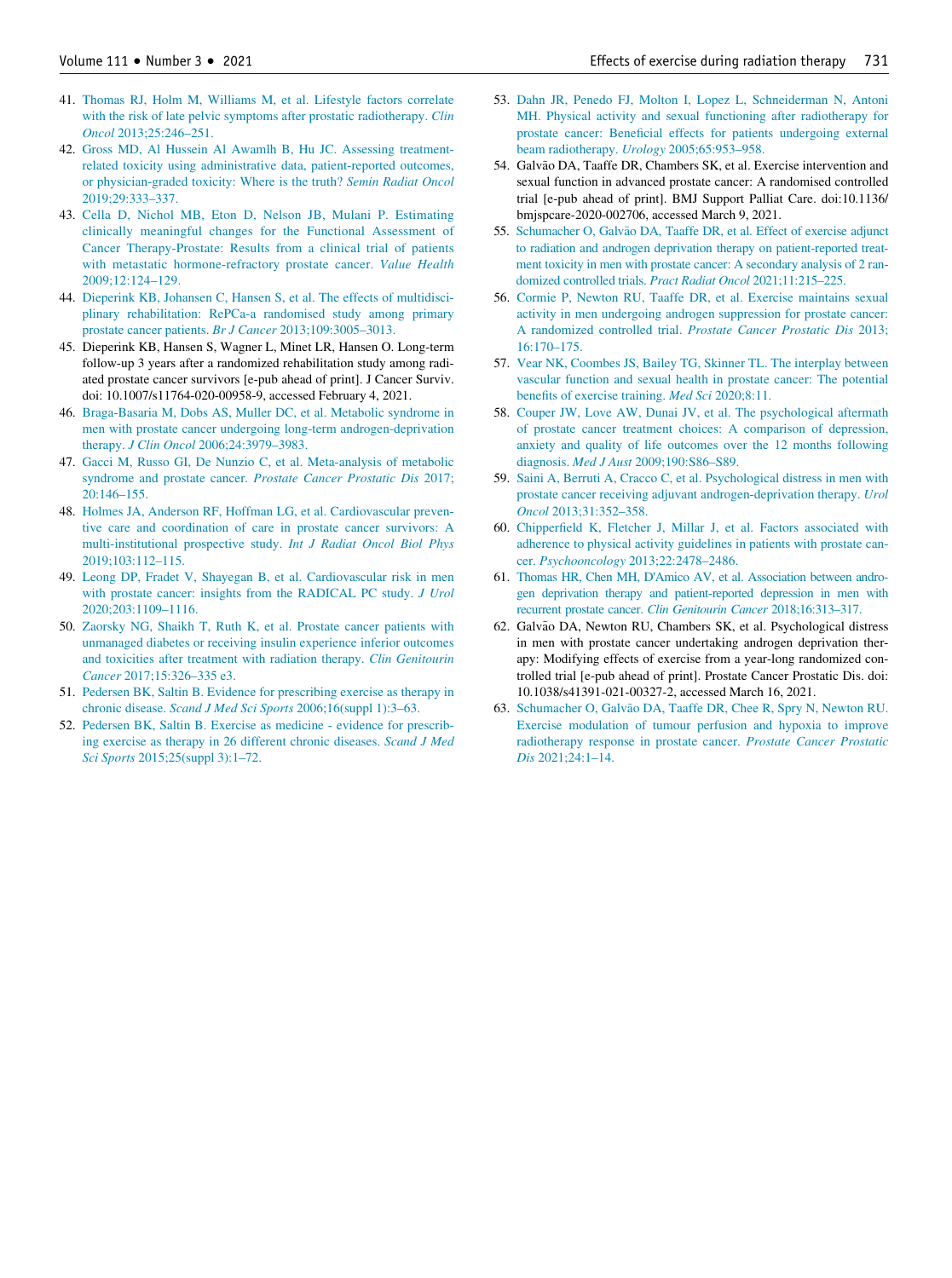41. Thomas RJ, Holm M, Williams M, et al. Lifestyle factors correlate with the risk of late pelvic symptoms after prostatic radiotherapy. *Clin Oncol* 2013;25:246–251.
42. Gross MD, Al Hussein Al Awamlh B, Hu JC. Assessing treatment-related toxicity using administrative data, patient-reported outcomes, or physician-graded toxicity: Where is the truth? *Semin Radiat Oncol* 2019;29:333–337.
43. Cella D, Nichol MB, Eton D, Nelson JB, Mulani P. Estimating clinically meaningful changes for the Functional Assessment of Cancer Therapy-Prostate: Results from a clinical trial of patients with metastatic hormone-refractory prostate cancer. *Value Health* 2009;12:124–129.
44. Dieperink KB, Johansen C, Hansen S, et al. The effects of multidisciplinary rehabilitation: RePCa-a randomised study among primary prostate cancer patients. *Br J Cancer* 2013;109:3005–3013.
45. Dieperink KB, Hansen S, Wagner L, Minet LR, Hansen O. Long-term follow-up 3 years after a randomized rehabilitation study among radiated prostate cancer survivors [e-pub ahead of print]. J Cancer Surviv. doi: 10.1007/s11764-020-00958-9, accessed February 4, 2021.
46. Braga-Basaria M, Dobs AS, Muller DC, et al. Metabolic syndrome in men with prostate cancer undergoing long-term androgen-deprivation therapy. *J Clin Oncol* 2006;24:3979–3983.
47. Gacci M, Russo GI, De Nunzio C, et al. Meta-analysis of metabolic syndrome and prostate cancer. *Prostate Cancer Prostatic Dis* 2017; 20:146–155.
48. Holmes JA, Anderson RF, Hoffman LG, et al. Cardiovascular preventive care and coordination of care in prostate cancer survivors: A multi-institutional prospective study. *Int J Radiat Oncol Biol Phys* 2019;103:112–115.
49. Leong DP, Fradet V, Shayegan B, et al. Cardiovascular risk in men with prostate cancer: insights from the RADICAL PC study. *J Urol* 2020;203:1109–1116.
50. Zaorsky NG, Shaikh T, Ruth K, et al. Prostate cancer patients with unmanaged diabetes or receiving insulin experience inferior outcomes and toxicities after treatment with radiation therapy. *Clin Genitourin Cancer* 2017;15:326–335 e3.
51. Pedersen BK, Saltin B. Evidence for prescribing exercise as therapy in chronic disease. *Scand J Med Sci Sports* 2006;16(suppl 1):3–63.
52. Pedersen BK, Saltin B. Exercise as medicine - evidence for prescribing exercise as therapy in 26 different chronic diseases. *Scand J Med Sci Sports* 2015;25(suppl 3):1–72.
53. Dahn JR, Penedo FJ, Molton I, Lopez L, Schneiderman N, Antoni MH. Physical activity and sexual functioning after radiotherapy for prostate cancer: Beneficial effects for patients undergoing external beam radiotherapy. *Urology* 2005;65:953–958.
54. Galvão DA, Taaffe DR, Chambers SK, et al. Exercise intervention and sexual function in advanced prostate cancer: A randomised controlled trial [e-pub ahead of print]. BMJ Support Palliat Care. doi:10.1136/bmjspcare-2020-002706, accessed March 9, 2021.
55. Schumacher O, Galvão DA, Taaffe DR, et al. Effect of exercise adjunct to radiation and androgen deprivation therapy on patient-reported treatment toxicity in men with prostate cancer: A secondary analysis of 2 randomized controlled trials. *Pract Radiat Oncol* 2021;11:215–225.
56. Cormie P, Newton RU, Taaffe DR, et al. Exercise maintains sexual activity in men undergoing androgen suppression for prostate cancer: A randomized controlled trial. *Prostate Cancer Prostatic Dis* 2013; 16:170–175.
57. Vear NK, Coombes JS, Bailey TG, Skinner TL. The interplay between vascular function and sexual health in prostate cancer: The potential benefits of exercise training. *Med Sci* 2020;8:11.
58. Couper JW, Love AW, Dunai JV, et al. The psychological aftermath of prostate cancer treatment choices: A comparison of depression, anxiety and quality of life outcomes over the 12 months following diagnosis. *Med J Aust* 2009;190:S86–S89.
59. Saini A, Berruti A, Cracco C, et al. Psychological distress in men with prostate cancer receiving adjuvant androgen-deprivation therapy. *Urol Oncol* 2013;31:352–358.
60. Chipperfield K, Fletcher J, Millar J, et al. Factors associated with adherence to physical activity guidelines in patients with prostate cancer. *Psychooncology* 2013;22:2478–2486.
61. Thomas HR, Chen MH, D'Amico AV, et al. Association between androgen deprivation therapy and patient-reported depression in men with recurrent prostate cancer. *Clin Genitourin Cancer* 2018;16:313–317.
62. Galvão DA, Newton RU, Chambers SK, et al. Psychological distress in men with prostate cancer undertaking androgen deprivation therapy: Modifying effects of exercise from a year-long randomized controlled trial [e-pub ahead of print]. Prostate Cancer Prostatic Dis. doi: 10.1038/s41391-021-00327-2, accessed March 16, 2021.
63. Schumacher O, Galvão DA, Taaffe DR, Chee R, Spry N, Newton RU. Exercise modulation of tumour perfusion and hypoxia to improve radiotherapy response in prostate cancer. *Prostate Cancer Prostatic Dis* 2021;24:1–14.